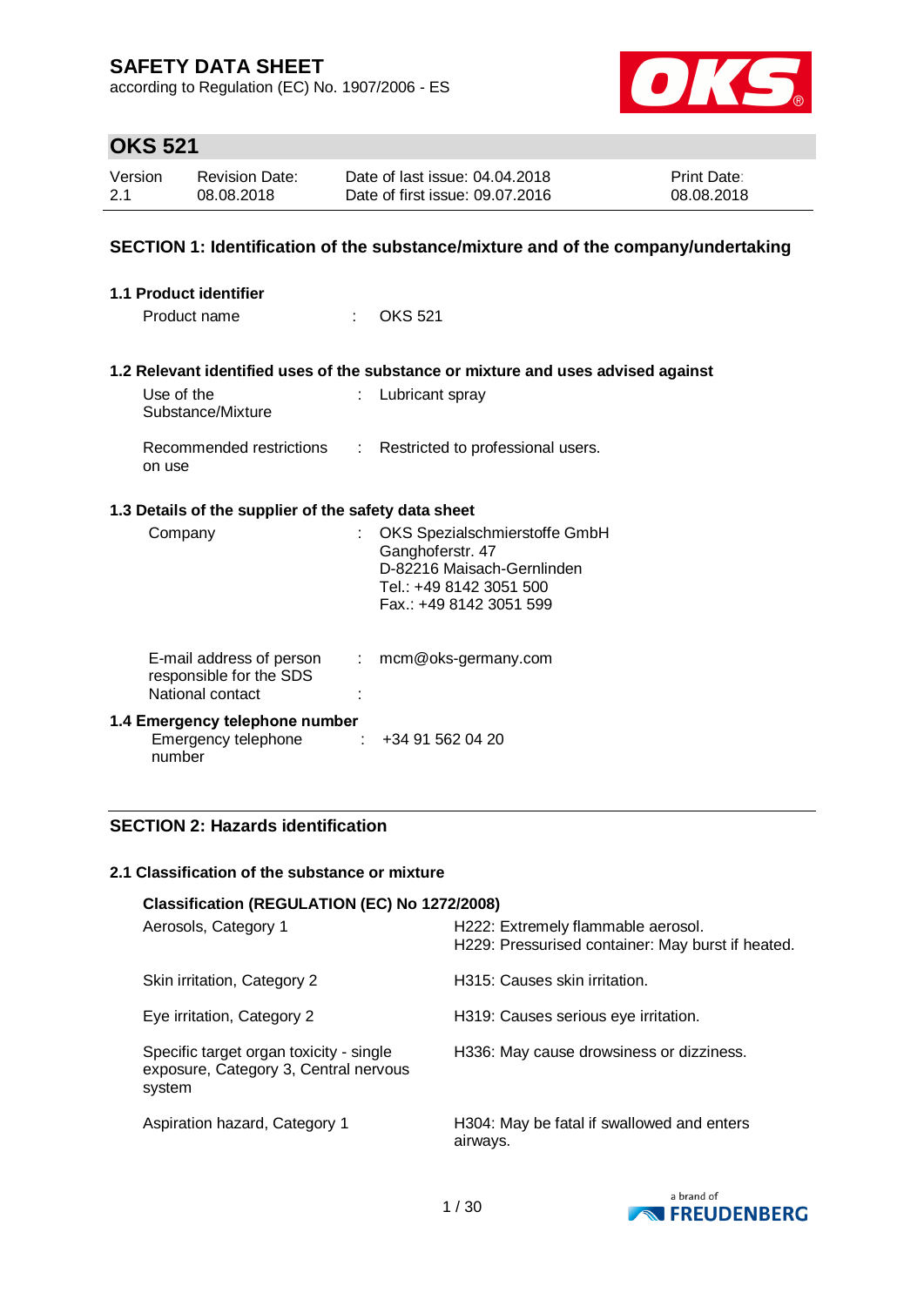# SAFETY DATA SHEET

according to Regulation (EC) No. 1907/2006 - ES

## OKS 521

| Version | Revision Date: | Date of last issue: 04.04.2018 | Print Date: |
|---|---|---|---|
| 2.1 | 08.08.2018 | Date of first issue: 09.07.2016 | 08.08.2018 |

## SECTION 1: Identification of the substance/mixture and of the company/undertaking

### 1.1 Product identifier

Product name : OKS 521

### 1.2 Relevant identified uses of the substance or mixture and uses advised against

Use of the Substance/Mixture : Lubricant spray

Recommended restrictions on use : Restricted to professional users.

### 1.3 Details of the supplier of the safety data sheet

Company : OKS Spezialschmierstoffe GmbH
Ganghoferstr. 47
D-82216 Maisach-Gernlinden
Tel.: +49 8142 3051 500
Fax.: +49 8142 3051 599

E-mail address of person responsible for the SDS : mcm@oks-germany.com

National contact :

### 1.4 Emergency telephone number

Emergency telephone number : +34 91 562 04 20

## SECTION 2: Hazards identification

### 2.1 Classification of the substance or mixture

**Classification (REGULATION (EC) No 1272/2008)**

| | |
|---|---|
| Aerosols, Category 1 | H222: Extremely flammable aerosol.<br>H229: Pressurised container: May burst if heated. |
| Skin irritation, Category 2 | H315: Causes skin irritation. |
| Eye irritation, Category 2 | H319: Causes serious eye irritation. |
| Specific target organ toxicity - single exposure, Category 3, Central nervous system | H336: May cause drowsiness or dizziness. |
| Aspiration hazard, Category 1 | H304: May be fatal if swallowed and enters airways. |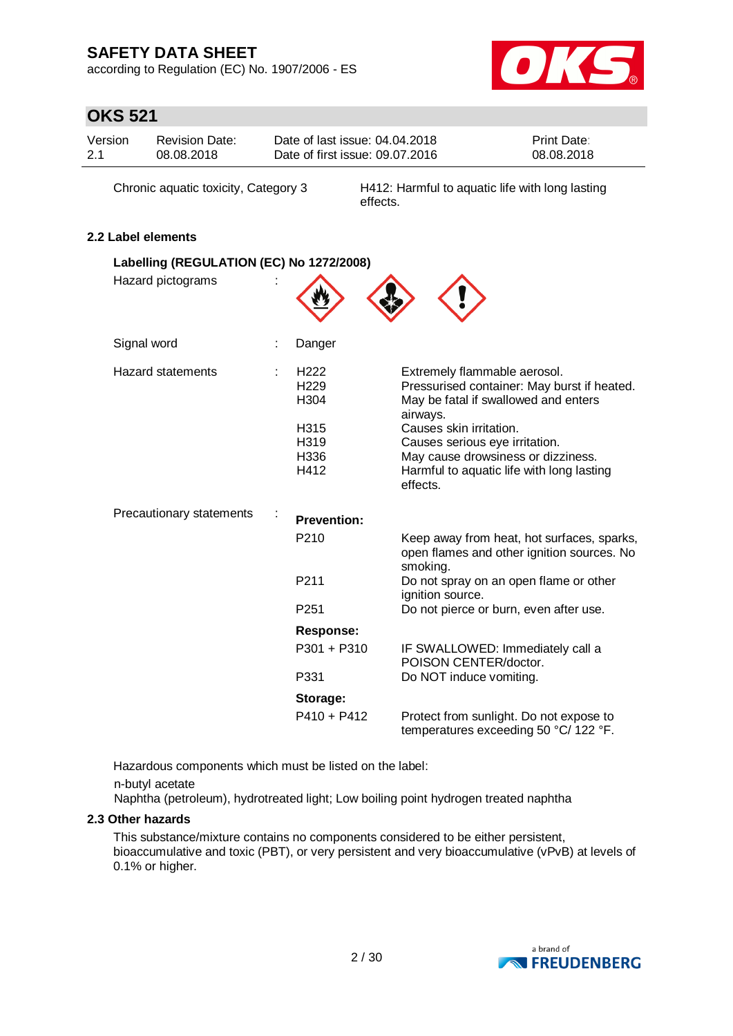| | |
|---|---|
| Chronic aquatic toxicity, Category 3 | H412: Harmful to aquatic life with long lasting effects. |

### 2.2 Label elements

**Labelling (REGULATION (EC) No 1272/2008)**

Hazard pictograms :

Signal word : Danger

Hazard statements :

| | |
|---|---|
| H222 | Extremely flammable aerosol. |
| H229 | Pressurised container: May burst if heated. |
| H304 | May be fatal if swallowed and enters airways. |
| H315 | Causes skin irritation. |
| H319 | Causes serious eye irritation. |
| H336 | May cause drowsiness or dizziness. |
| H412 | Harmful to aquatic life with long lasting effects. |

Precautionary statements :

**Prevention:**

| | |
|---|---|
| P210 | Keep away from heat, hot surfaces, sparks, open flames and other ignition sources. No smoking. |
| P211 | Do not spray on an open flame or other ignition source. |
| P251 | Do not pierce or burn, even after use. |

**Response:**

| | |
|---|---|
| P301 + P310 | IF SWALLOWED: Immediately call a POISON CENTER/doctor. |
| P331 | Do NOT induce vomiting. |

**Storage:**

| | |
|---|---|
| P410 + P412 | Protect from sunlight. Do not expose to temperatures exceeding 50 °C/ 122 °F. |

Hazardous components which must be listed on the label:

n-butyl acetate
Naphtha (petroleum), hydrotreated light; Low boiling point hydrogen treated naphtha

### 2.3 Other hazards

This substance/mixture contains no components considered to be either persistent, bioaccumulative and toxic (PBT), or very persistent and very bioaccumulative (vPvB) at levels of 0.1% or higher.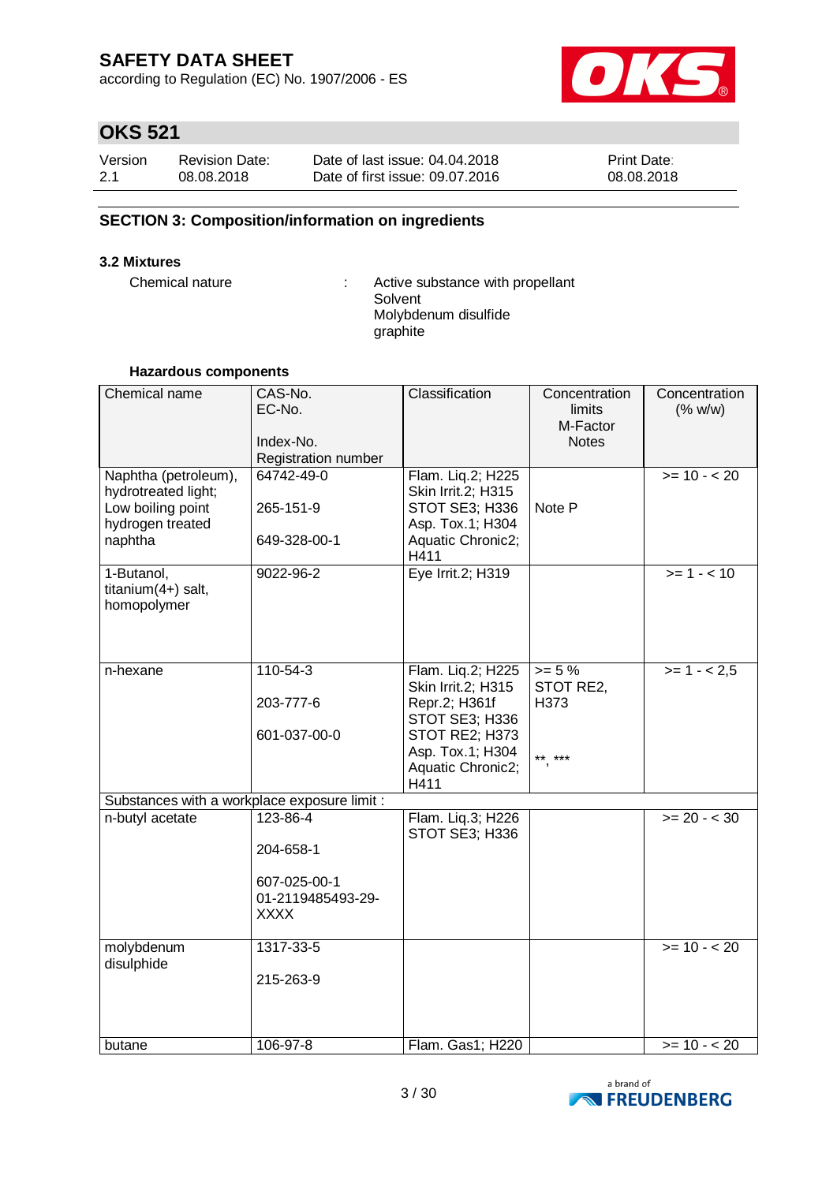## SECTION 3: Composition/information on ingredients

### 3.2 Mixtures

Chemical nature : Active substance with propellant
Solvent
Molybdenum disulfide
graphite

**Hazardous components**

| Chemical name | CAS-No.<br>EC-No.<br><br>Index-No.<br>Registration number | Classification | Concentration limits<br>M-Factor<br>Notes | Concentration (% w/w) |
|---|---|---|---|---|
| Naphtha (petroleum), hydrotreated light; Low boiling point hydrogen treated naphtha | 64742-49-0<br><br>265-151-9<br><br>649-328-00-1 | Flam. Liq.2; H225<br>Skin Irrit.2; H315<br>STOT SE3; H336<br>Asp. Tox.1; H304<br>Aquatic Chronic2; H411 | Note P | >= 10 - < 20 |
| 1-Butanol, titanium(4+) salt, homopolymer | 9022-96-2 | Eye Irrit.2; H319 | | >= 1 - < 10 |
| n-hexane | 110-54-3<br><br>203-777-6<br><br>601-037-00-0 | Flam. Liq.2; H225<br>Skin Irrit.2; H315<br>Repr.2; H361f<br>STOT SE3; H336<br>STOT RE2; H373<br>Asp. Tox.1; H304<br>Aquatic Chronic2; H411 | >= 5 %<br>STOT RE2, H373<br><br>**, *** | >= 1 - < 2,5 |
| Substances with a workplace exposure limit : | | | | |
| n-butyl acetate | 123-86-4<br><br>204-658-1<br><br>607-025-00-1<br>01-2119485493-29-XXXX | Flam. Liq.3; H226<br>STOT SE3; H336 | | >= 20 - < 30 |
| molybdenum disulphide | 1317-33-5<br><br>215-263-9 | | | >= 10 - < 20 |
| butane | 106-97-8 | Flam. Gas1; H220 | | >= 10 - < 20 |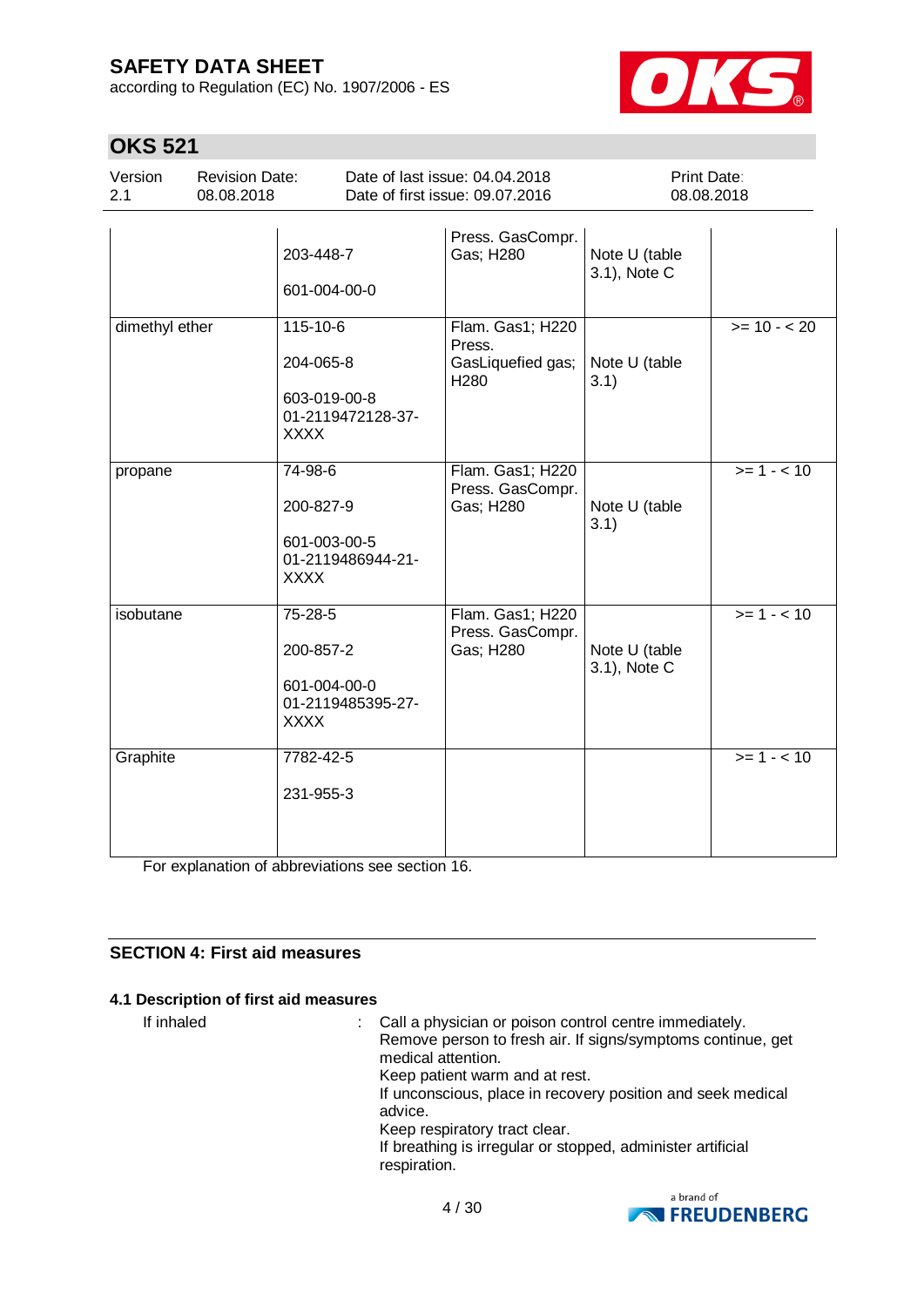| | | | | |
|---|---|---|---|---|
| | 203-448-7<br><br>601-004-00-0 | Press. GasCompr. Gas; H280 | Note U (table 3.1), Note C | |
| dimethyl ether | 115-10-6<br><br>204-065-8<br><br>603-019-00-8<br>01-2119472128-37-XXXX | Flam. Gas1; H220<br>Press. GasLiquefied gas; H280 | Note U (table 3.1) | >= 10 - < 20 |
| propane | 74-98-6<br><br>200-827-9<br><br>601-003-00-5<br>01-2119486944-21-XXXX | Flam. Gas1; H220<br>Press. GasCompr. Gas; H280 | Note U (table 3.1) | >= 1 - < 10 |
| isobutane | 75-28-5<br><br>200-857-2<br><br>601-004-00-0<br>01-2119485395-27-XXXX | Flam. Gas1; H220<br>Press. GasCompr. Gas; H280 | Note U (table 3.1), Note C | >= 1 - < 10 |
| Graphite | 7782-42-5<br><br>231-955-3 | | | >= 1 - < 10 |

For explanation of abbreviations see section 16.

## SECTION 4: First aid measures

### 4.1 Description of first aid measures

If inhaled : Call a physician or poison control centre immediately.
Remove person to fresh air. If signs/symptoms continue, get medical attention.
Keep patient warm and at rest.
If unconscious, place in recovery position and seek medical advice.
Keep respiratory tract clear.
If breathing is irregular or stopped, administer artificial respiration.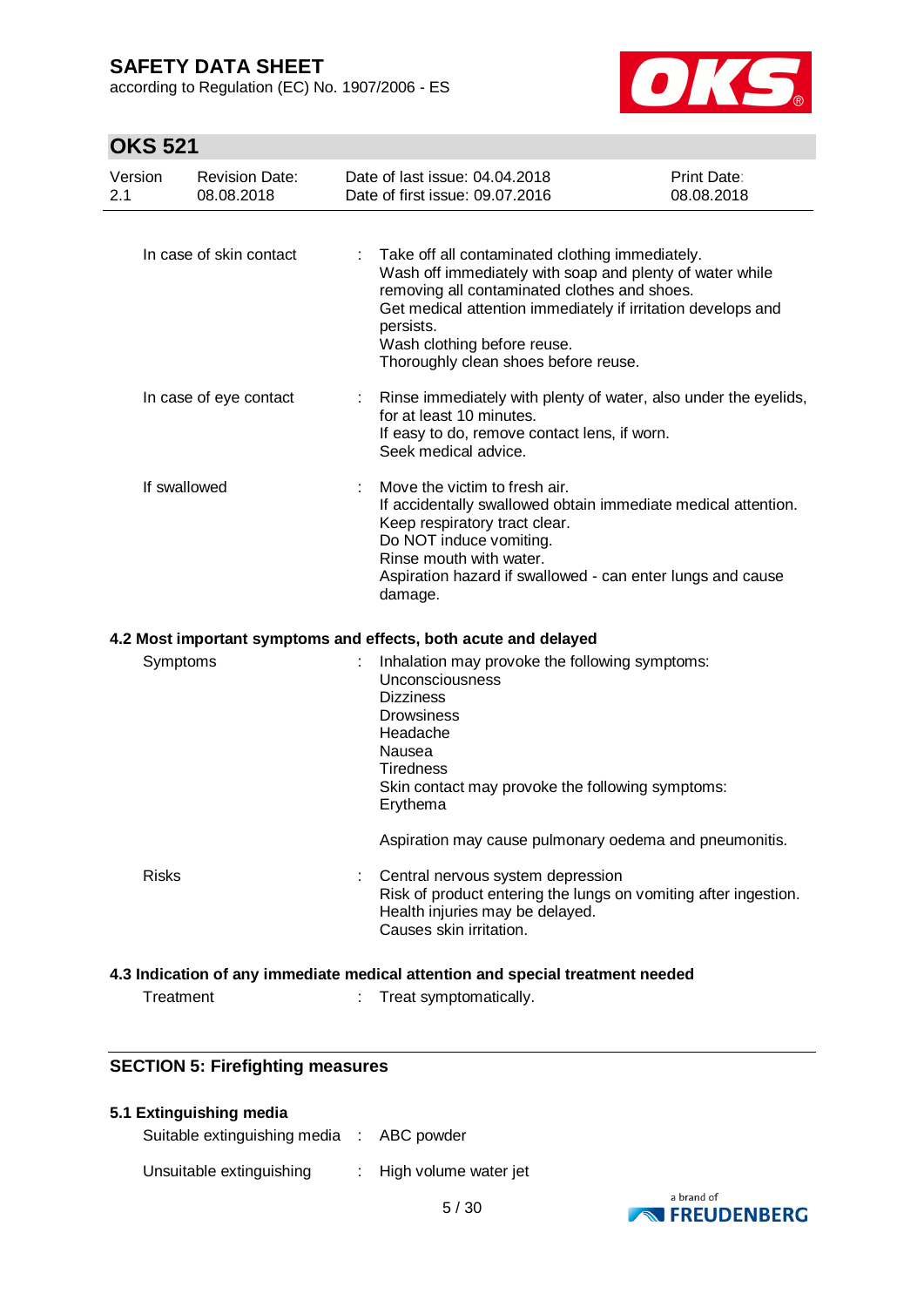| | | |
|---|---|---|
| In case of skin contact | : | Take off all contaminated clothing immediately.<br>Wash off immediately with soap and plenty of water while removing all contaminated clothes and shoes.<br>Get medical attention immediately if irritation develops and persists.<br>Wash clothing before reuse.<br>Thoroughly clean shoes before reuse. |
| In case of eye contact | : | Rinse immediately with plenty of water, also under the eyelids, for at least 10 minutes.<br>If easy to do, remove contact lens, if worn.<br>Seek medical advice. |
| If swallowed | : | Move the victim to fresh air.<br>If accidentally swallowed obtain immediate medical attention.<br>Keep respiratory tract clear.<br>Do NOT induce vomiting.<br>Rinse mouth with water.<br>Aspiration hazard if swallowed - can enter lungs and cause damage. |

### 4.2 Most important symptoms and effects, both acute and delayed

| | | |
|---|---|---|
| Symptoms | : | Inhalation may provoke the following symptoms:<br>Unconsciousness<br>Dizziness<br>Drowsiness<br>Headache<br>Nausea<br>Tiredness<br>Skin contact may provoke the following symptoms:<br>Erythema<br><br>Aspiration may cause pulmonary oedema and pneumonitis. |
| Risks | : | Central nervous system depression<br>Risk of product entering the lungs on vomiting after ingestion.<br>Health injuries may be delayed.<br>Causes skin irritation. |

### 4.3 Indication of any immediate medical attention and special treatment needed

| | | |
|---|---|---|
| Treatment | : | Treat symptomatically. |

## SECTION 5: Firefighting measures

### 5.1 Extinguishing media

| | | |
|---|---|---|
| Suitable extinguishing media | : | ABC powder |
| Unsuitable extinguishing | : | High volume water jet |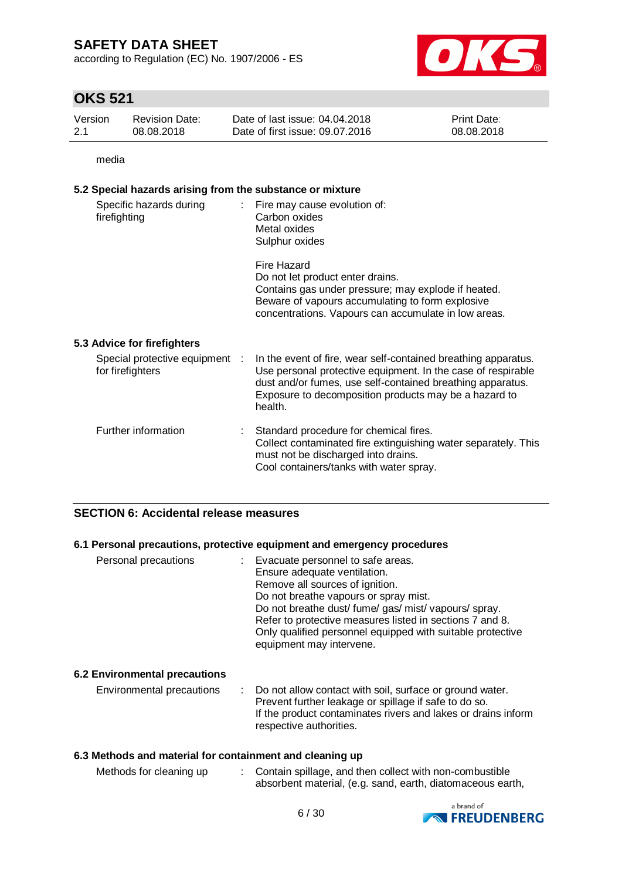media

### 5.2 Special hazards arising from the substance or mixture

| | | |
|---|---|---|
| Specific hazards during firefighting | : | Fire may cause evolution of:<br>Carbon oxides<br>Metal oxides<br>Sulphur oxides<br><br>Fire Hazard<br>Do not let product enter drains.<br>Contains gas under pressure; may explode if heated.<br>Beware of vapours accumulating to form explosive concentrations. Vapours can accumulate in low areas. |

### 5.3 Advice for firefighters

| | | |
|---|---|---|
| Special protective equipment for firefighters | : | In the event of fire, wear self-contained breathing apparatus. Use personal protective equipment. In the case of respirable dust and/or fumes, use self-contained breathing apparatus. Exposure to decomposition products may be a hazard to health. |
| Further information | : | Standard procedure for chemical fires.<br>Collect contaminated fire extinguishing water separately. This must not be discharged into drains.<br>Cool containers/tanks with water spray. |

## SECTION 6: Accidental release measures

### 6.1 Personal precautions, protective equipment and emergency procedures

| | | |
|---|---|---|
| Personal precautions | : | Evacuate personnel to safe areas.<br>Ensure adequate ventilation.<br>Remove all sources of ignition.<br>Do not breathe vapours or spray mist.<br>Do not breathe dust/ fume/ gas/ mist/ vapours/ spray.<br>Refer to protective measures listed in sections 7 and 8.<br>Only qualified personnel equipped with suitable protective equipment may intervene. |

### 6.2 Environmental precautions

| | | |
|---|---|---|
| Environmental precautions | : | Do not allow contact with soil, surface or ground water.<br>Prevent further leakage or spillage if safe to do so.<br>If the product contaminates rivers and lakes or drains inform respective authorities. |

### 6.3 Methods and material for containment and cleaning up

| | | |
|---|---|---|
| Methods for cleaning up | : | Contain spillage, and then collect with non-combustible absorbent material, (e.g. sand, earth, diatomaceous earth, |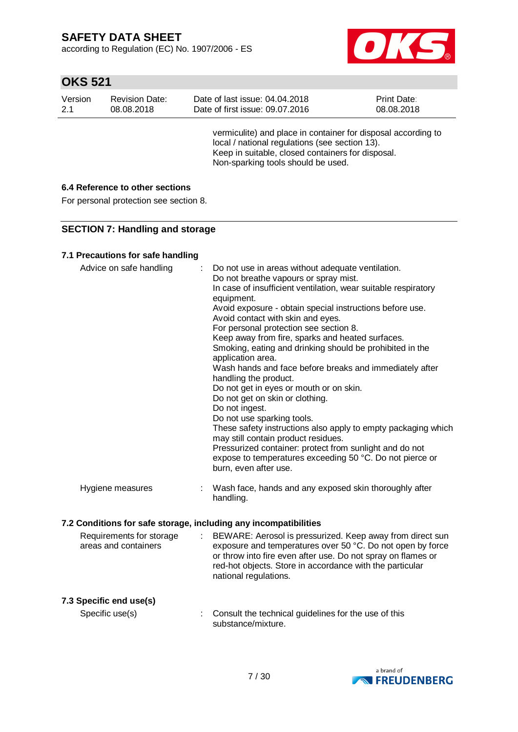vermiculite) and place in container for disposal according to local / national regulations (see section 13).
Keep in suitable, closed containers for disposal.
Non-sparking tools should be used.

### 6.4 Reference to other sections

For personal protection see section 8.

## SECTION 7: Handling and storage

### 7.1 Precautions for safe handling

| | | |
|---|---|---|
| Advice on safe handling | : | Do not use in areas without adequate ventilation. Do not breathe vapours or spray mist. In case of insufficient ventilation, wear suitable respiratory equipment. Avoid exposure - obtain special instructions before use. Avoid contact with skin and eyes. For personal protection see section 8. Keep away from fire, sparks and heated surfaces. Smoking, eating and drinking should be prohibited in the application area. Wash hands and face before breaks and immediately after handling the product. Do not get in eyes or mouth or on skin. Do not get on skin or clothing. Do not ingest. Do not use sparking tools. These safety instructions also apply to empty packaging which may still contain product residues. Pressurized container: protect from sunlight and do not expose to temperatures exceeding 50 °C. Do not pierce or burn, even after use. |
| Hygiene measures | : | Wash face, hands and any exposed skin thoroughly after handling. |

### 7.2 Conditions for safe storage, including any incompatibilities

| | | |
|---|---|---|
| Requirements for storage areas and containers | : | BEWARE: Aerosol is pressurized. Keep away from direct sun exposure and temperatures over 50 °C. Do not open by force or throw into fire even after use. Do not spray on flames or red-hot objects. Store in accordance with the particular national regulations. |

### 7.3 Specific end use(s)

| | | |
|---|---|---|
| Specific use(s) | : | Consult the technical guidelines for the use of this substance/mixture. |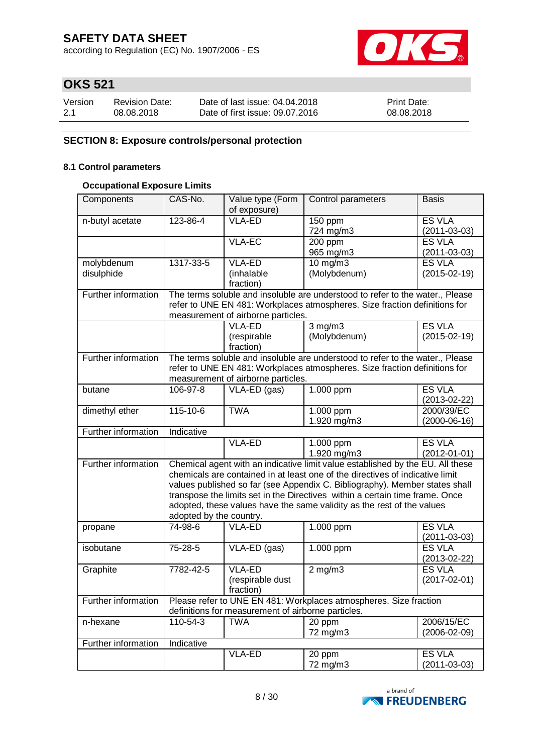# SAFETY DATA SHEET

according to Regulation (EC) No. 1907/2006 - ES

## OKS 521

| Version | Revision Date: | Date of last issue: 04.04.2018 | Print Date: |
|---|---|---|---|
| 2.1 | 08.08.2018 | Date of first issue: 09.07.2016 | 08.08.2018 |

## SECTION 8: Exposure controls/personal protection

### 8.1 Control parameters

#### Occupational Exposure Limits

| Components | CAS-No. | Value type (Form of exposure) | Control parameters | Basis |
|---|---|---|---|---|
| n-butyl acetate | 123-86-4 | VLA-ED | 150 ppm<br>724 mg/m3 | ES VLA (2011-03-03) |
| | | VLA-EC | 200 ppm<br>965 mg/m3 | ES VLA (2011-03-03) |
| molybdenum disulphide | 1317-33-5 | VLA-ED (inhalable fraction) | 10 mg/m3 (Molybdenum) | ES VLA (2015-02-19) |
| Further information | The terms soluble and insoluble are understood to refer to the water., Please refer to UNE EN 481: Workplaces atmospheres. Size fraction definitions for measurement of airborne particles. | | | |
| | | VLA-ED (respirable fraction) | 3 mg/m3 (Molybdenum) | ES VLA (2015-02-19) |
| Further information | The terms soluble and insoluble are understood to refer to the water., Please refer to UNE EN 481: Workplaces atmospheres. Size fraction definitions for measurement of airborne particles. | | | |
| butane | 106-97-8 | VLA-ED (gas) | 1.000 ppm | ES VLA (2013-02-22) |
| dimethyl ether | 115-10-6 | TWA | 1.000 ppm<br>1.920 mg/m3 | 2000/39/EC (2000-06-16) |
| Further information | Indicative | | | |
| | | VLA-ED | 1.000 ppm<br>1.920 mg/m3 | ES VLA (2012-01-01) |
| Further information | Chemical agent with an indicative limit value established by the EU. All these chemicals are contained in at least one of the directives of indicative limit values published so far (see Appendix C. Bibliography). Member states shall transpose the limits set in the Directives within a certain time frame. Once adopted, these values have the same validity as the rest of the values adopted by the country. | | | |
| propane | 74-98-6 | VLA-ED | 1.000 ppm | ES VLA (2011-03-03) |
| isobutane | 75-28-5 | VLA-ED (gas) | 1.000 ppm | ES VLA (2013-02-22) |
| Graphite | 7782-42-5 | VLA-ED (respirable dust fraction) | 2 mg/m3 | ES VLA (2017-02-01) |
| Further information | Please refer to UNE EN 481: Workplaces atmospheres. Size fraction definitions for measurement of airborne particles. | | | |
| n-hexane | 110-54-3 | TWA | 20 ppm<br>72 mg/m3 | 2006/15/EC (2006-02-09) |
| Further information | Indicative | | | |
| | | VLA-ED | 20 ppm<br>72 mg/m3 | ES VLA (2011-03-03) |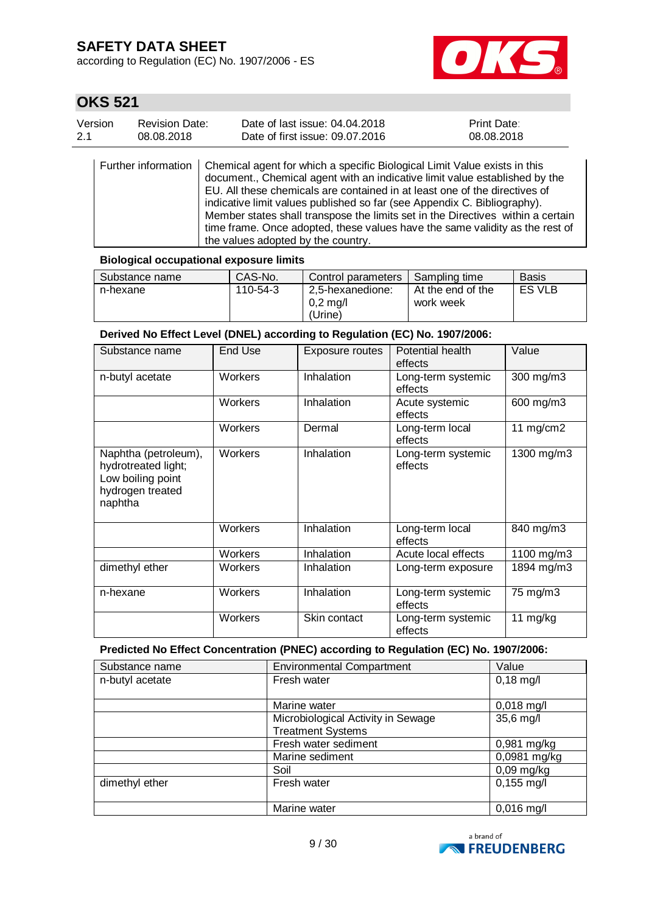| | |
|---|---|
| Further information | Chemical agent for which a specific Biological Limit Value exists in this document., Chemical agent with an indicative limit value established by the EU. All these chemicals are contained in at least one of the directives of indicative limit values published so far (see Appendix C. Bibliography). Member states shall transpose the limits set in the Directives within a certain time frame. Once adopted, these values have the same validity as the rest of the values adopted by the country. |

**Biological occupational exposure limits**

| Substance name | CAS-No. | Control parameters | Sampling time | Basis |
|---|---|---|---|---|
| n-hexane | 110-54-3 | 2,5-hexanedione: 0,2 mg/l (Urine) | At the end of the work week | ES VLB |

**Derived No Effect Level (DNEL) according to Regulation (EC) No. 1907/2006:**

| Substance name | End Use | Exposure routes | Potential health effects | Value |
|---|---|---|---|---|
| n-butyl acetate | Workers | Inhalation | Long-term systemic effects | 300 mg/m3 |
| | Workers | Inhalation | Acute systemic effects | 600 mg/m3 |
| | Workers | Dermal | Long-term local effects | 11 mg/cm2 |
| Naphtha (petroleum), hydrotreated light; Low boiling point hydrogen treated naphtha | Workers | Inhalation | Long-term systemic effects | 1300 mg/m3 |
| | Workers | Inhalation | Long-term local effects | 840 mg/m3 |
| | Workers | Inhalation | Acute local effects | 1100 mg/m3 |
| dimethyl ether | Workers | Inhalation | Long-term exposure | 1894 mg/m3 |
| n-hexane | Workers | Inhalation | Long-term systemic effects | 75 mg/m3 |
| | Workers | Skin contact | Long-term systemic effects | 11 mg/kg |

**Predicted No Effect Concentration (PNEC) according to Regulation (EC) No. 1907/2006:**

| Substance name | Environmental Compartment | Value |
|---|---|---|
| n-butyl acetate | Fresh water | 0,18 mg/l |
| | Marine water | 0,018 mg/l |
| | Microbiological Activity in Sewage Treatment Systems | 35,6 mg/l |
| | Fresh water sediment | 0,981 mg/kg |
| | Marine sediment | 0,0981 mg/kg |
| | Soil | 0,09 mg/kg |
| dimethyl ether | Fresh water | 0,155 mg/l |
| | Marine water | 0,016 mg/l |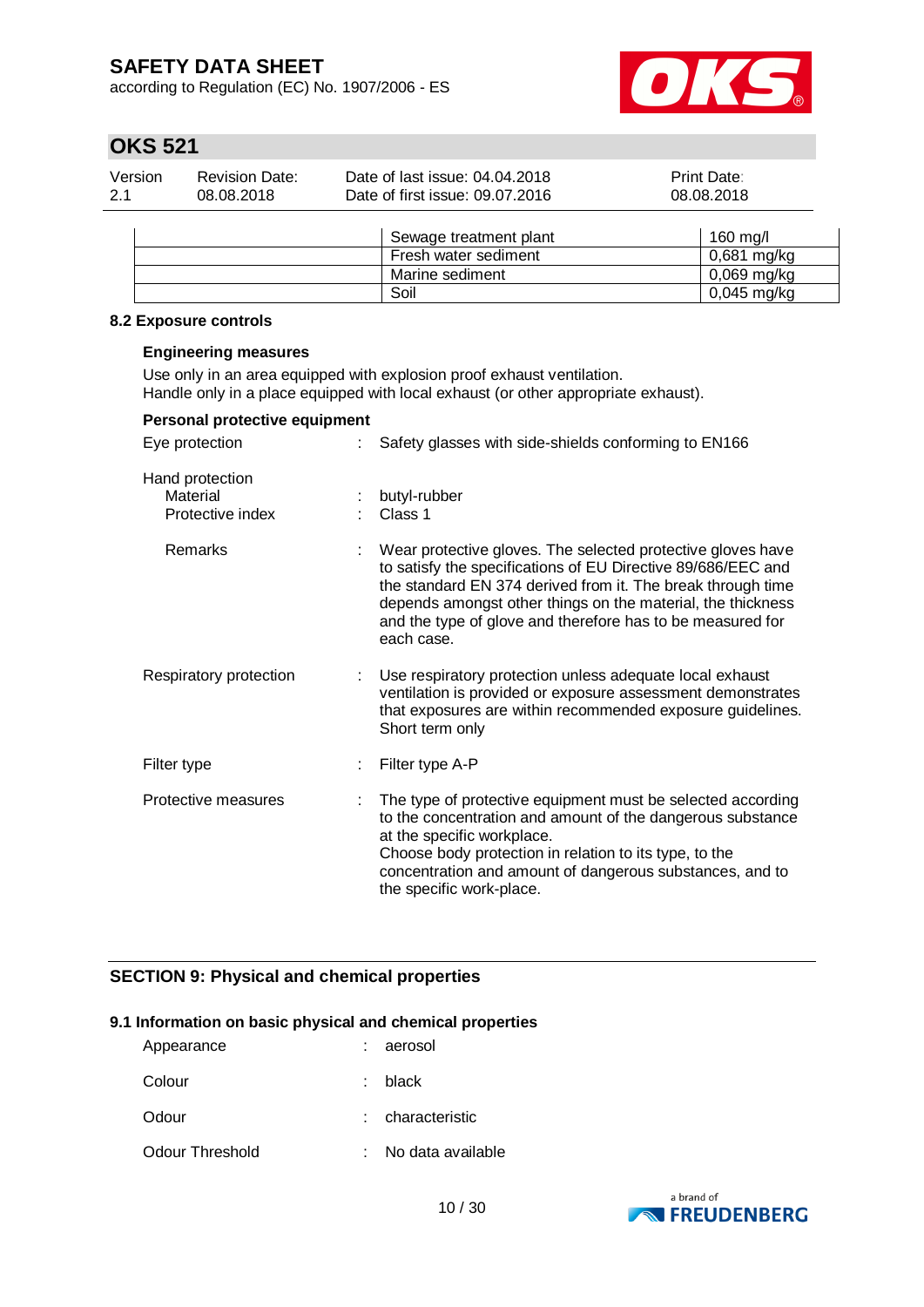| | | |
|---|---|---|
| | Sewage treatment plant | 160 mg/l |
| | Fresh water sediment | 0,681 mg/kg |
| | Marine sediment | 0,069 mg/kg |
| | Soil | 0,045 mg/kg |

### 8.2 Exposure controls

**Engineering measures**

Use only in an area equipped with explosion proof exhaust ventilation.
Handle only in a place equipped with local exhaust (or other appropriate exhaust).

**Personal protective equipment**

Eye protection : Safety glasses with side-shields conforming to EN166

Hand protection
- Material : butyl-rubber
- Protective index : Class 1
- Remarks : Wear protective gloves. The selected protective gloves have to satisfy the specifications of EU Directive 89/686/EEC and the standard EN 374 derived from it. The break through time depends amongst other things on the material, the thickness and the type of glove and therefore has to be measured for each case.

Respiratory protection : Use respiratory protection unless adequate local exhaust ventilation is provided or exposure assessment demonstrates that exposures are within recommended exposure guidelines. Short term only

Filter type : Filter type A-P

Protective measures : The type of protective equipment must be selected according to the concentration and amount of the dangerous substance at the specific workplace.
Choose body protection in relation to its type, to the concentration and amount of dangerous substances, and to the specific work-place.

## SECTION 9: Physical and chemical properties

### 9.1 Information on basic physical and chemical properties

Appearance : aerosol

Colour : black

Odour : characteristic

Odour Threshold : No data available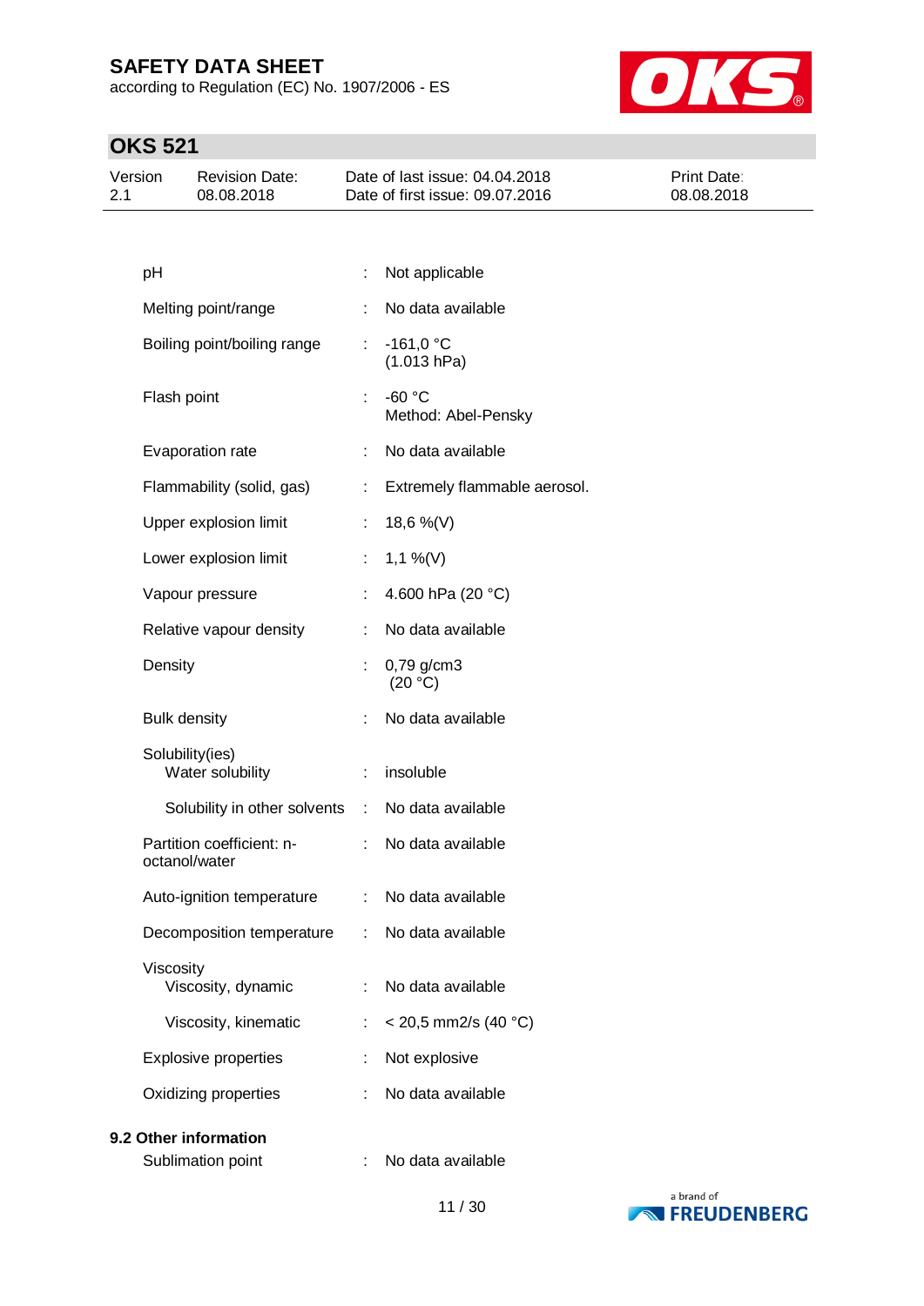| | | |
|---|---|---|
| pH | : | Not applicable |
| Melting point/range | : | No data available |
| Boiling point/boiling range | : | -161,0 °C (1.013 hPa) |
| Flash point | : | -60 °C Method: Abel-Pensky |
| Evaporation rate | : | No data available |
| Flammability (solid, gas) | : | Extremely flammable aerosol. |
| Upper explosion limit | : | 18,6 %(V) |
| Lower explosion limit | : | 1,1 %(V) |
| Vapour pressure | : | 4.600 hPa (20 °C) |
| Relative vapour density | : | No data available |
| Density | : | 0,79 g/cm3 (20 °C) |
| Bulk density | : | No data available |
| Solubility(ies) | | |
| Water solubility | : | insoluble |
| Solubility in other solvents | : | No data available |
| Partition coefficient: n-octanol/water | : | No data available |
| Auto-ignition temperature | : | No data available |
| Decomposition temperature | : | No data available |
| Viscosity | | |
| Viscosity, dynamic | : | No data available |
| Viscosity, kinematic | : | < 20,5 mm2/s (40 °C) |
| Explosive properties | : | Not explosive |
| Oxidizing properties | : | No data available |

**9.2 Other information**

| | | |
|---|---|---|
| Sublimation point | : | No data available |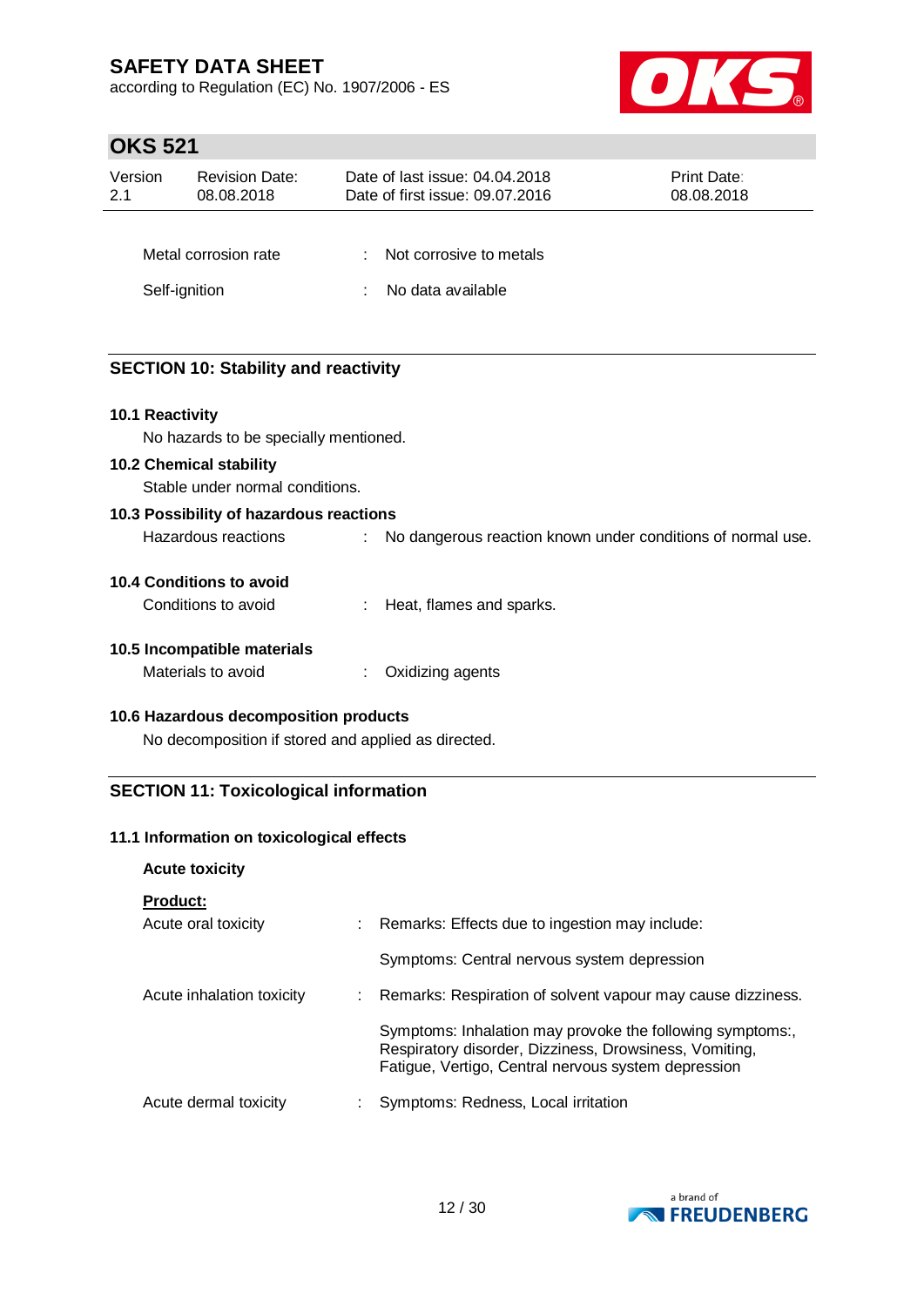| | | |
|---|---|---|
| Metal corrosion rate | : | Not corrosive to metals |
| Self-ignition | : | No data available |

## SECTION 10: Stability and reactivity

### 10.1 Reactivity

No hazards to be specially mentioned.

### 10.2 Chemical stability

Stable under normal conditions.

### 10.3 Possibility of hazardous reactions

| | | |
|---|---|---|
| Hazardous reactions | : | No dangerous reaction known under conditions of normal use. |

### 10.4 Conditions to avoid

| | | |
|---|---|---|
| Conditions to avoid | : | Heat, flames and sparks. |

### 10.5 Incompatible materials

| | | |
|---|---|---|
| Materials to avoid | : | Oxidizing agents |

### 10.6 Hazardous decomposition products

No decomposition if stored and applied as directed.

## SECTION 11: Toxicological information

### 11.1 Information on toxicological effects

**Acute toxicity**

**Product:**

| | | |
|---|---|---|
| Acute oral toxicity | : | Remarks: Effects due to ingestion may include:<br><br>Symptoms: Central nervous system depression |
| Acute inhalation toxicity | : | Remarks: Respiration of solvent vapour may cause dizziness.<br><br>Symptoms: Inhalation may provoke the following symptoms:, Respiratory disorder, Dizziness, Drowsiness, Vomiting, Fatigue, Vertigo, Central nervous system depression |
| Acute dermal toxicity | : | Symptoms: Redness, Local irritation |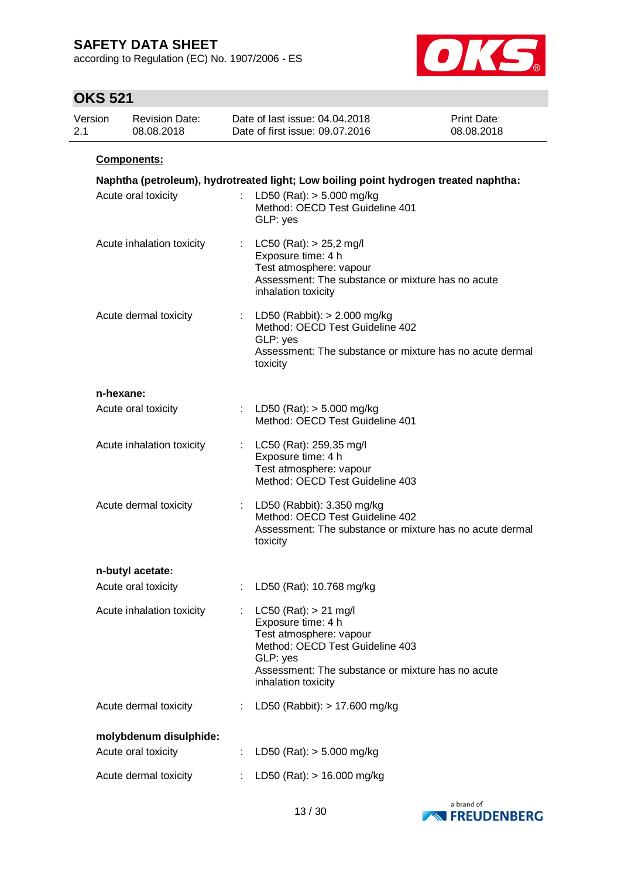**Components:**

**Naphtha (petroleum), hydrotreated light; Low boiling point hydrogen treated naphtha:**

| | | |
|---|---|---|
| Acute oral toxicity | : | LD50 (Rat): > 5.000 mg/kg<br>Method: OECD Test Guideline 401<br>GLP: yes |
| Acute inhalation toxicity | : | LC50 (Rat): > 25,2 mg/l<br>Exposure time: 4 h<br>Test atmosphere: vapour<br>Assessment: The substance or mixture has no acute inhalation toxicity |
| Acute dermal toxicity | : | LD50 (Rabbit): > 2.000 mg/kg<br>Method: OECD Test Guideline 402<br>GLP: yes<br>Assessment: The substance or mixture has no acute dermal toxicity |

**n-hexane:**

| | | |
|---|---|---|
| Acute oral toxicity | : | LD50 (Rat): > 5.000 mg/kg<br>Method: OECD Test Guideline 401 |
| Acute inhalation toxicity | : | LC50 (Rat): 259,35 mg/l<br>Exposure time: 4 h<br>Test atmosphere: vapour<br>Method: OECD Test Guideline 403 |
| Acute dermal toxicity | : | LD50 (Rabbit): 3.350 mg/kg<br>Method: OECD Test Guideline 402<br>Assessment: The substance or mixture has no acute dermal toxicity |

**n-butyl acetate:**

| | | |
|---|---|---|
| Acute oral toxicity | : | LD50 (Rat): 10.768 mg/kg |
| Acute inhalation toxicity | : | LC50 (Rat): > 21 mg/l<br>Exposure time: 4 h<br>Test atmosphere: vapour<br>Method: OECD Test Guideline 403<br>GLP: yes<br>Assessment: The substance or mixture has no acute inhalation toxicity |
| Acute dermal toxicity | : | LD50 (Rabbit): > 17.600 mg/kg |

**molybdenum disulphide:**

| | | |
|---|---|---|
| Acute oral toxicity | : | LD50 (Rat): > 5.000 mg/kg |
| Acute dermal toxicity | : | LD50 (Rat): > 16.000 mg/kg |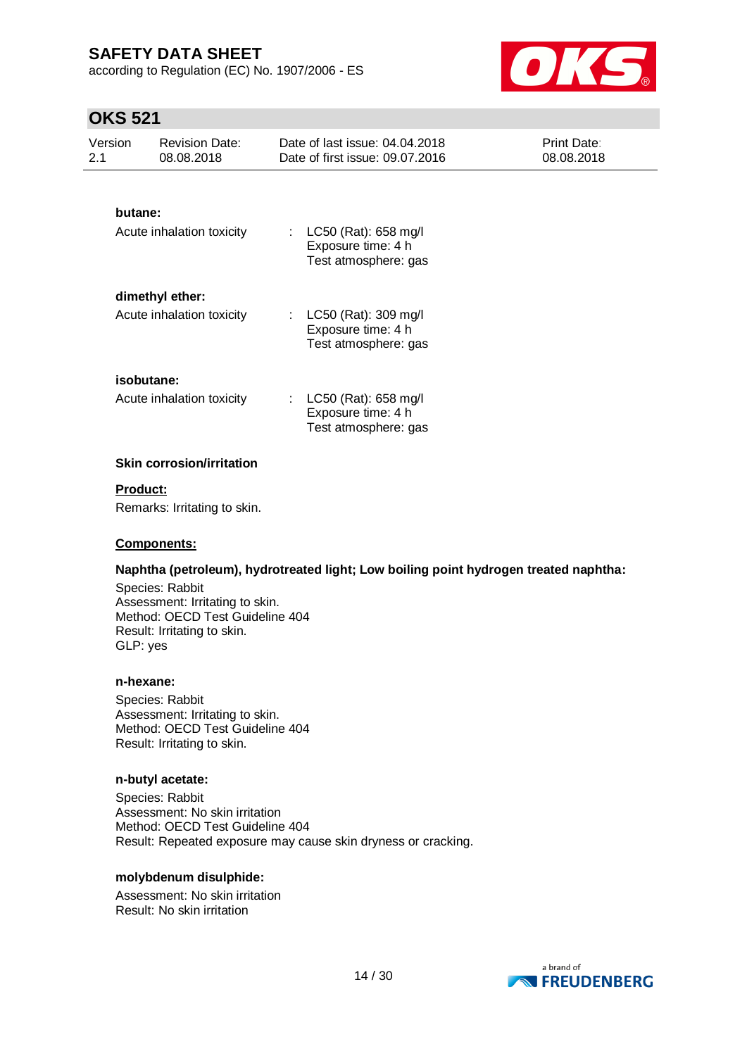**butane:**

Acute inhalation toxicity : LC50 (Rat): 658 mg/l
Exposure time: 4 h
Test atmosphere: gas

**dimethyl ether:**

Acute inhalation toxicity : LC50 (Rat): 309 mg/l
Exposure time: 4 h
Test atmosphere: gas

**isobutane:**

Acute inhalation toxicity : LC50 (Rat): 658 mg/l
Exposure time: 4 h
Test atmosphere: gas

**Skin corrosion/irritation**

**Product:**

Remarks: Irritating to skin.

**Components:**

**Naphtha (petroleum), hydrotreated light; Low boiling point hydrogen treated naphtha:**

Species: Rabbit
Assessment: Irritating to skin.
Method: OECD Test Guideline 404
Result: Irritating to skin.
GLP: yes

**n-hexane:**

Species: Rabbit
Assessment: Irritating to skin.
Method: OECD Test Guideline 404
Result: Irritating to skin.

**n-butyl acetate:**

Species: Rabbit
Assessment: No skin irritation
Method: OECD Test Guideline 404
Result: Repeated exposure may cause skin dryness or cracking.

**molybdenum disulphide:**

Assessment: No skin irritation
Result: No skin irritation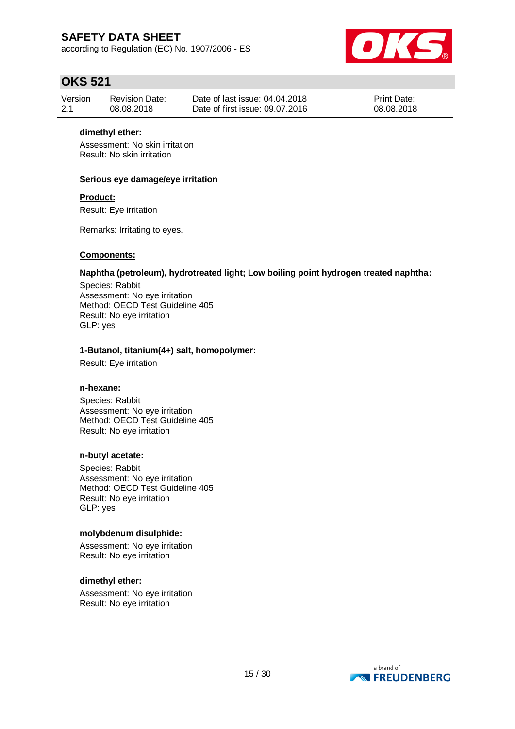**dimethyl ether:**

Assessment: No skin irritation
Result: No skin irritation

**Serious eye damage/eye irritation**

**Product:**

Result: Eye irritation

Remarks: Irritating to eyes.

**Components:**

**Naphtha (petroleum), hydrotreated light; Low boiling point hydrogen treated naphtha:**

Species: Rabbit
Assessment: No eye irritation
Method: OECD Test Guideline 405
Result: No eye irritation
GLP: yes

**1-Butanol, titanium(4+) salt, homopolymer:**

Result: Eye irritation

**n-hexane:**

Species: Rabbit
Assessment: No eye irritation
Method: OECD Test Guideline 405
Result: No eye irritation

**n-butyl acetate:**

Species: Rabbit
Assessment: No eye irritation
Method: OECD Test Guideline 405
Result: No eye irritation
GLP: yes

**molybdenum disulphide:**

Assessment: No eye irritation
Result: No eye irritation

**dimethyl ether:**

Assessment: No eye irritation
Result: No eye irritation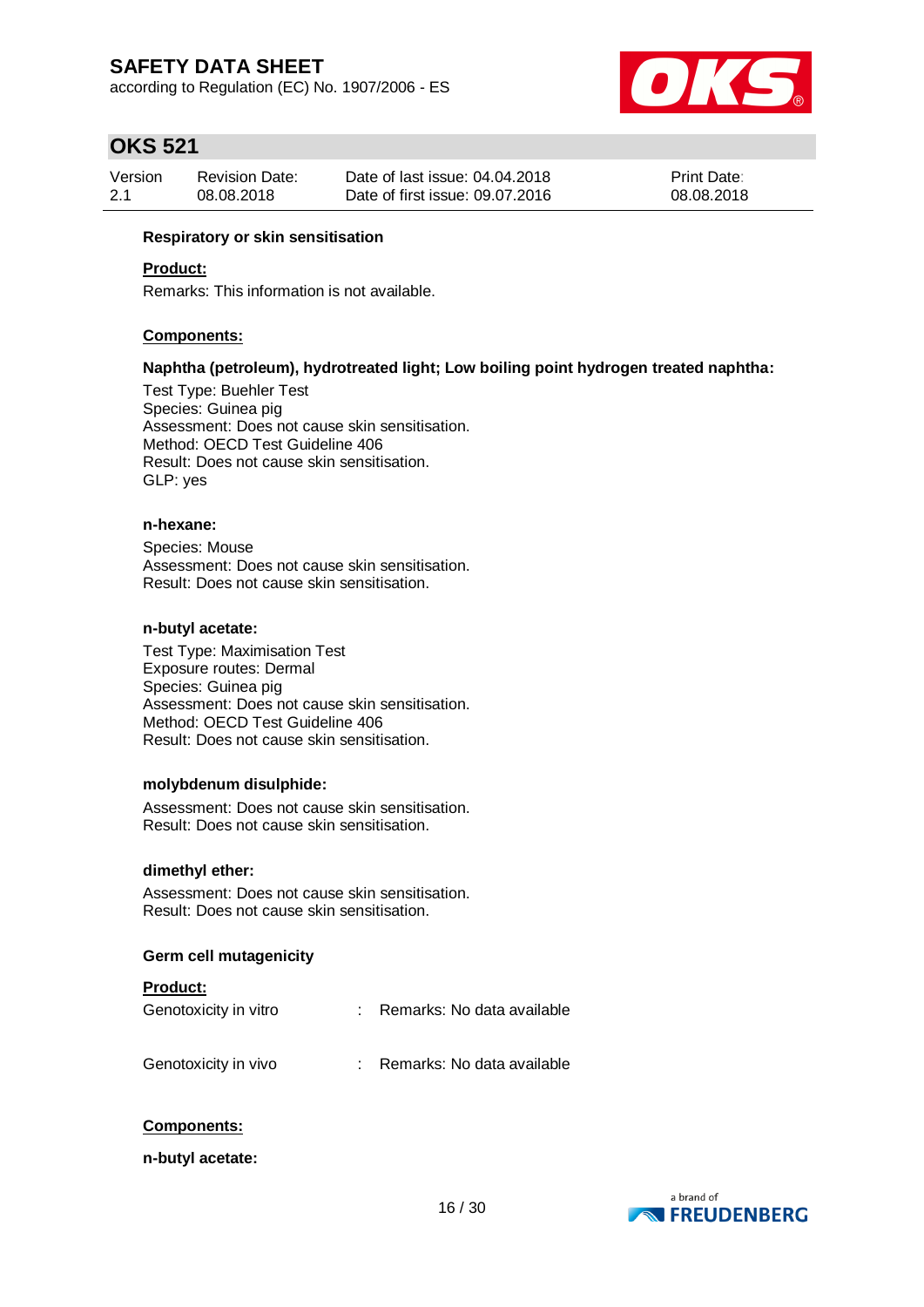**Respiratory or skin sensitisation**

**Product:**

Remarks: This information is not available.

**Components:**

**Naphtha (petroleum), hydrotreated light; Low boiling point hydrogen treated naphtha:**

Test Type: Buehler Test
Species: Guinea pig
Assessment: Does not cause skin sensitisation.
Method: OECD Test Guideline 406
Result: Does not cause skin sensitisation.
GLP: yes

**n-hexane:**

Species: Mouse
Assessment: Does not cause skin sensitisation.
Result: Does not cause skin sensitisation.

**n-butyl acetate:**

Test Type: Maximisation Test
Exposure routes: Dermal
Species: Guinea pig
Assessment: Does not cause skin sensitisation.
Method: OECD Test Guideline 406
Result: Does not cause skin sensitisation.

**molybdenum disulphide:**

Assessment: Does not cause skin sensitisation.
Result: Does not cause skin sensitisation.

**dimethyl ether:**

Assessment: Does not cause skin sensitisation.
Result: Does not cause skin sensitisation.

**Germ cell mutagenicity**

**Product:**

Genotoxicity in vitro : Remarks: No data available

Genotoxicity in vivo : Remarks: No data available

**Components:**

**n-butyl acetate:**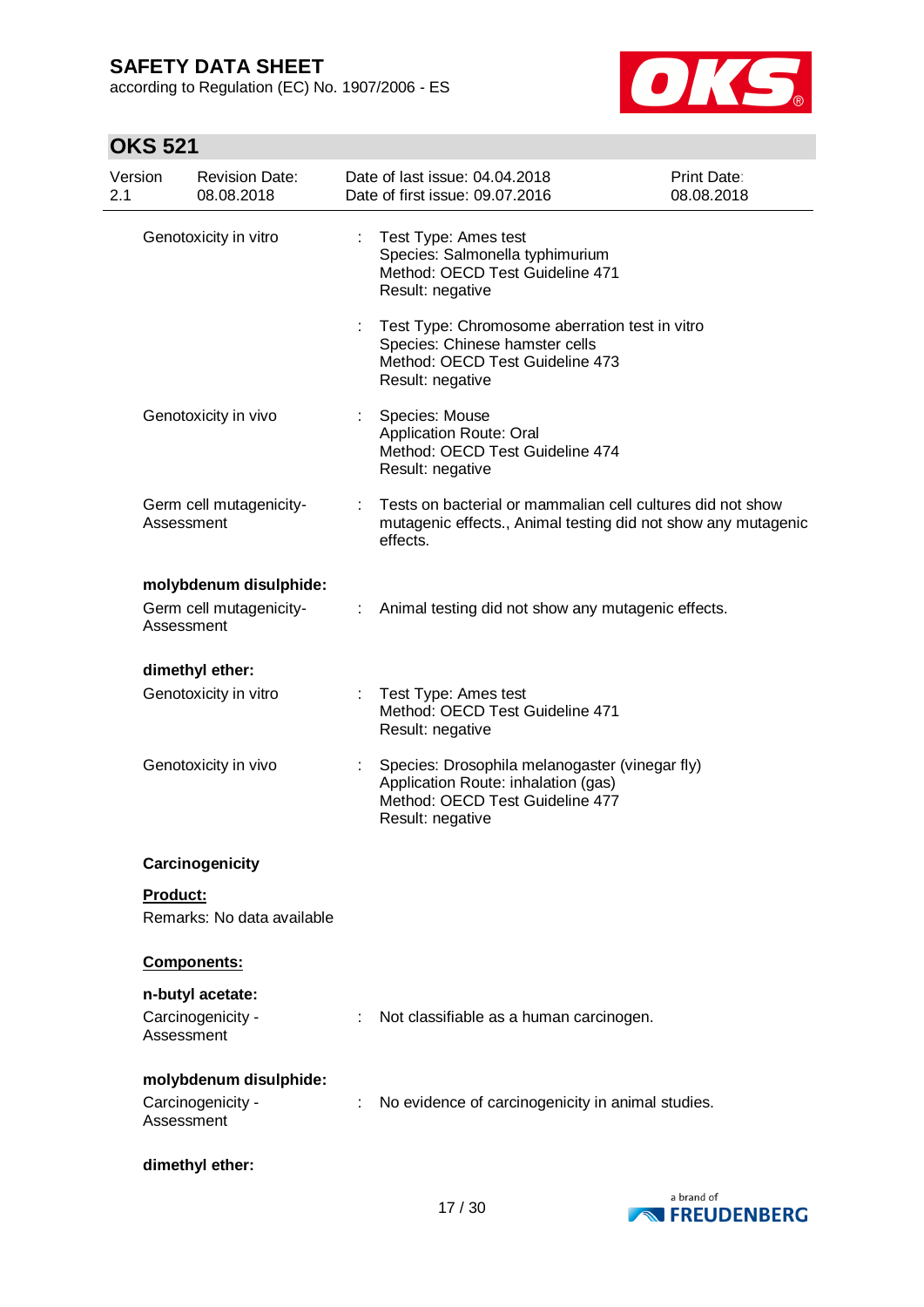Genotoxicity in vitro : Test Type: Ames test
Species: Salmonella typhimurium
Method: OECD Test Guideline 471
Result: negative

: Test Type: Chromosome aberration test in vitro
Species: Chinese hamster cells
Method: OECD Test Guideline 473
Result: negative

Genotoxicity in vivo : Species: Mouse
Application Route: Oral
Method: OECD Test Guideline 474
Result: negative

Germ cell mutagenicity- Assessment : Tests on bacterial or mammalian cell cultures did not show mutagenic effects., Animal testing did not show any mutagenic effects.

**molybdenum disulphide:**

Germ cell mutagenicity- Assessment : Animal testing did not show any mutagenic effects.

**dimethyl ether:**

Genotoxicity in vitro : Test Type: Ames test
Method: OECD Test Guideline 471
Result: negative

Genotoxicity in vivo : Species: Drosophila melanogaster (vinegar fly)
Application Route: inhalation (gas)
Method: OECD Test Guideline 477
Result: negative

**Carcinogenicity**

**Product:**

Remarks: No data available

**Components:**

**n-butyl acetate:**

Carcinogenicity - Assessment : Not classifiable as a human carcinogen.

**molybdenum disulphide:**

Carcinogenicity - Assessment : No evidence of carcinogenicity in animal studies.

**dimethyl ether:**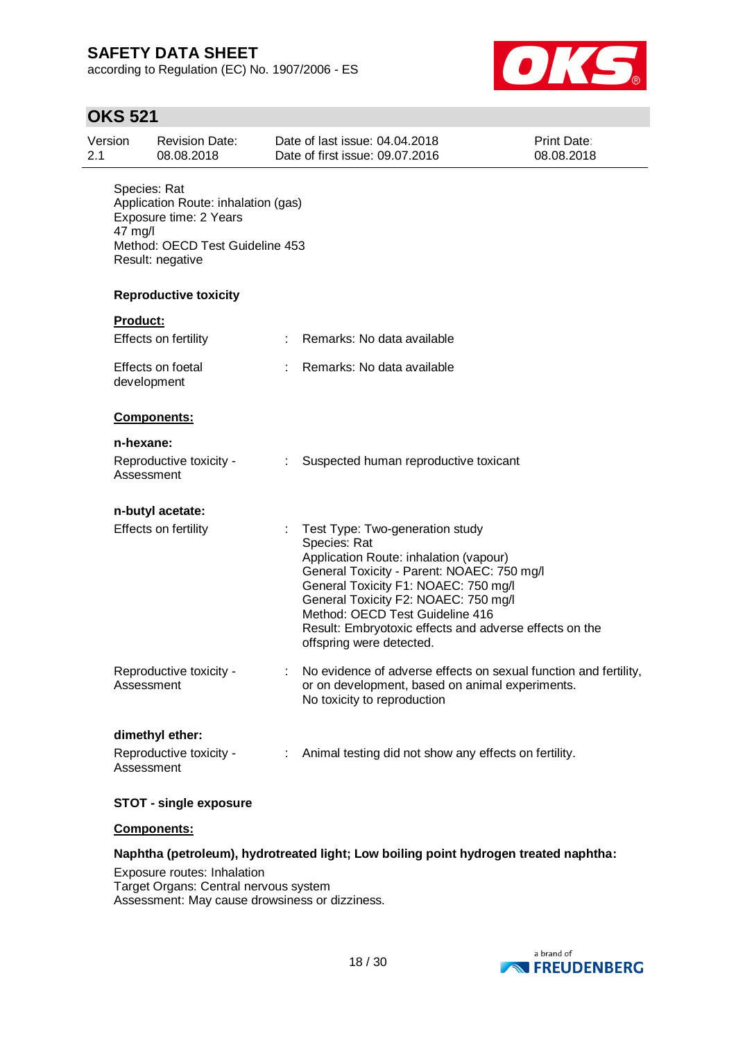Species: Rat
Application Route: inhalation (gas)
Exposure time: 2 Years
47 mg/l
Method: OECD Test Guideline 453
Result: negative

**Reproductive toxicity**

**Product:**

| | | |
|---|---|---|
| Effects on fertility | : | Remarks: No data available |
| Effects on foetal development | : | Remarks: No data available |

**Components:**

**n-hexane:**

| | | |
|---|---|---|
| Reproductive toxicity - Assessment | : | Suspected human reproductive toxicant |

**n-butyl acetate:**

| | | |
|---|---|---|
| Effects on fertility | : | Test Type: Two-generation study<br>Species: Rat<br>Application Route: inhalation (vapour)<br>General Toxicity - Parent: NOAEC: 750 mg/l<br>General Toxicity F1: NOAEC: 750 mg/l<br>General Toxicity F2: NOAEC: 750 mg/l<br>Method: OECD Test Guideline 416<br>Result: Embryotoxic effects and adverse effects on the offspring were detected. |
| Reproductive toxicity - Assessment | : | No evidence of adverse effects on sexual function and fertility, or on development, based on animal experiments.<br>No toxicity to reproduction |

**dimethyl ether:**

| | | |
|---|---|---|
| Reproductive toxicity - Assessment | : | Animal testing did not show any effects on fertility. |

**STOT - single exposure**

**Components:**

**Naphtha (petroleum), hydrotreated light; Low boiling point hydrogen treated naphtha:**

Exposure routes: Inhalation
Target Organs: Central nervous system
Assessment: May cause drowsiness or dizziness.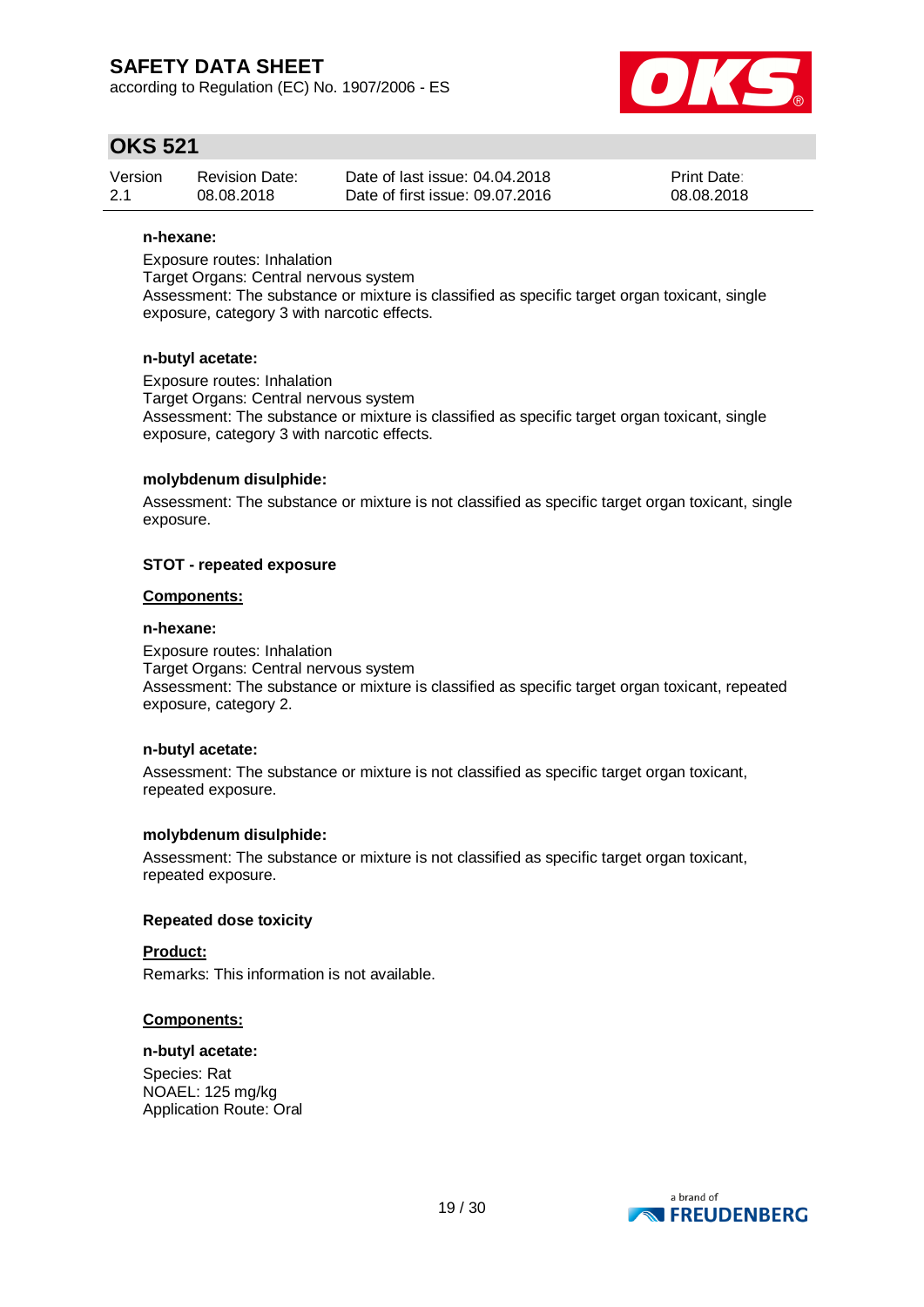**n-hexane:**

Exposure routes: Inhalation
Target Organs: Central nervous system
Assessment: The substance or mixture is classified as specific target organ toxicant, single exposure, category 3 with narcotic effects.

**n-butyl acetate:**

Exposure routes: Inhalation
Target Organs: Central nervous system
Assessment: The substance or mixture is classified as specific target organ toxicant, single exposure, category 3 with narcotic effects.

**molybdenum disulphide:**

Assessment: The substance or mixture is not classified as specific target organ toxicant, single exposure.

**STOT - repeated exposure**

**Components:**

**n-hexane:**

Exposure routes: Inhalation
Target Organs: Central nervous system
Assessment: The substance or mixture is classified as specific target organ toxicant, repeated exposure, category 2.

**n-butyl acetate:**

Assessment: The substance or mixture is not classified as specific target organ toxicant, repeated exposure.

**molybdenum disulphide:**

Assessment: The substance or mixture is not classified as specific target organ toxicant, repeated exposure.

**Repeated dose toxicity**

**Product:**

Remarks: This information is not available.

**Components:**

**n-butyl acetate:**

Species: Rat
NOAEL: 125 mg/kg
Application Route: Oral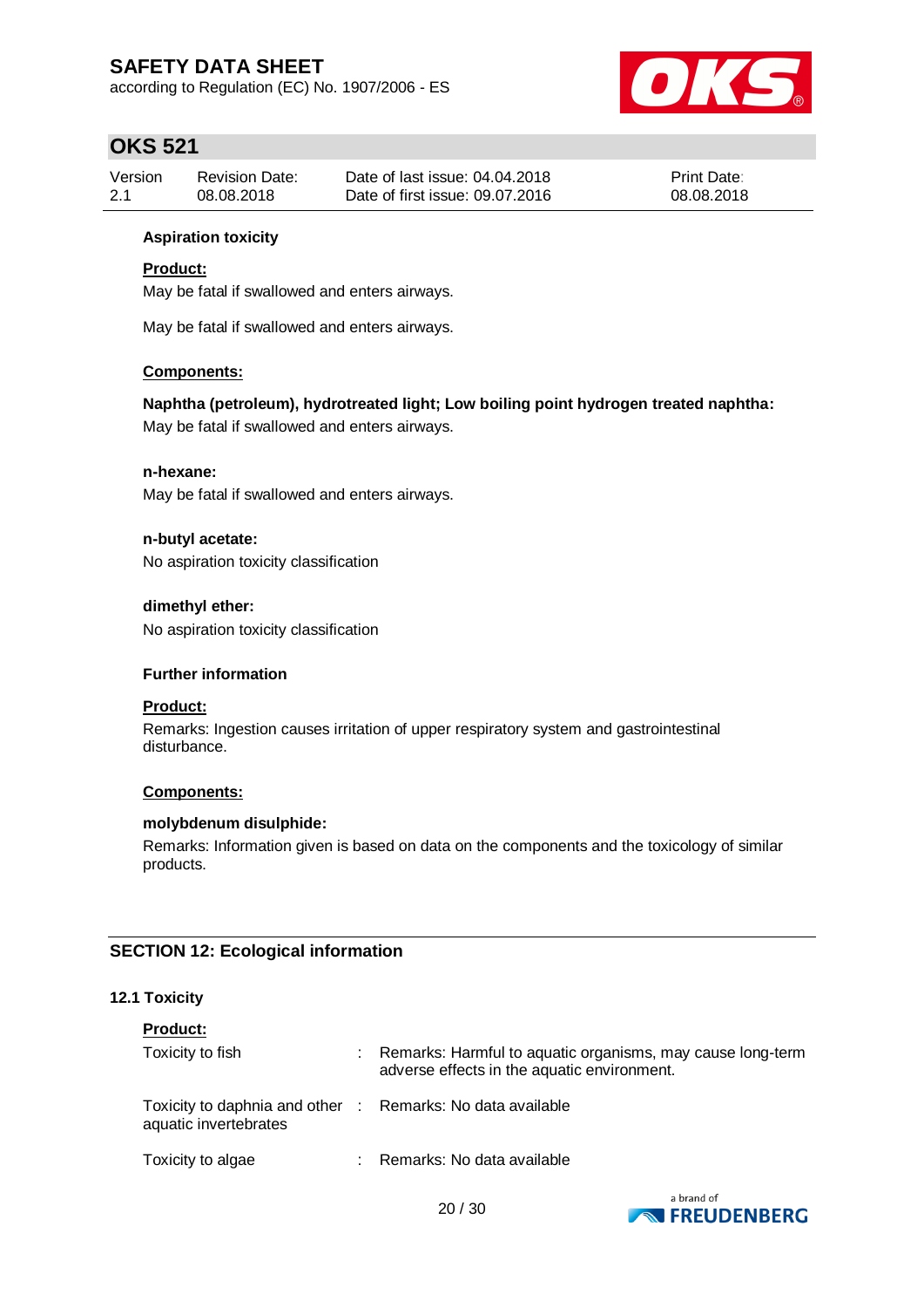**Aspiration toxicity**

**Product:**

May be fatal if swallowed and enters airways.

May be fatal if swallowed and enters airways.

**Components:**

**Naphtha (petroleum), hydrotreated light; Low boiling point hydrogen treated naphtha:**
May be fatal if swallowed and enters airways.

**n-hexane:**
May be fatal if swallowed and enters airways.

**n-butyl acetate:**
No aspiration toxicity classification

**dimethyl ether:**
No aspiration toxicity classification

**Further information**

**Product:**

Remarks: Ingestion causes irritation of upper respiratory system and gastrointestinal disturbance.

**Components:**

**molybdenum disulphide:**
Remarks: Information given is based on data on the components and the toxicology of similar products.

## SECTION 12: Ecological information

### 12.1 Toxicity

**Product:**

| | | |
|---|---|---|
| Toxicity to fish | : | Remarks: Harmful to aquatic organisms, may cause long-term adverse effects in the aquatic environment. |
| Toxicity to daphnia and other aquatic invertebrates | : | Remarks: No data available |
| Toxicity to algae | : | Remarks: No data available |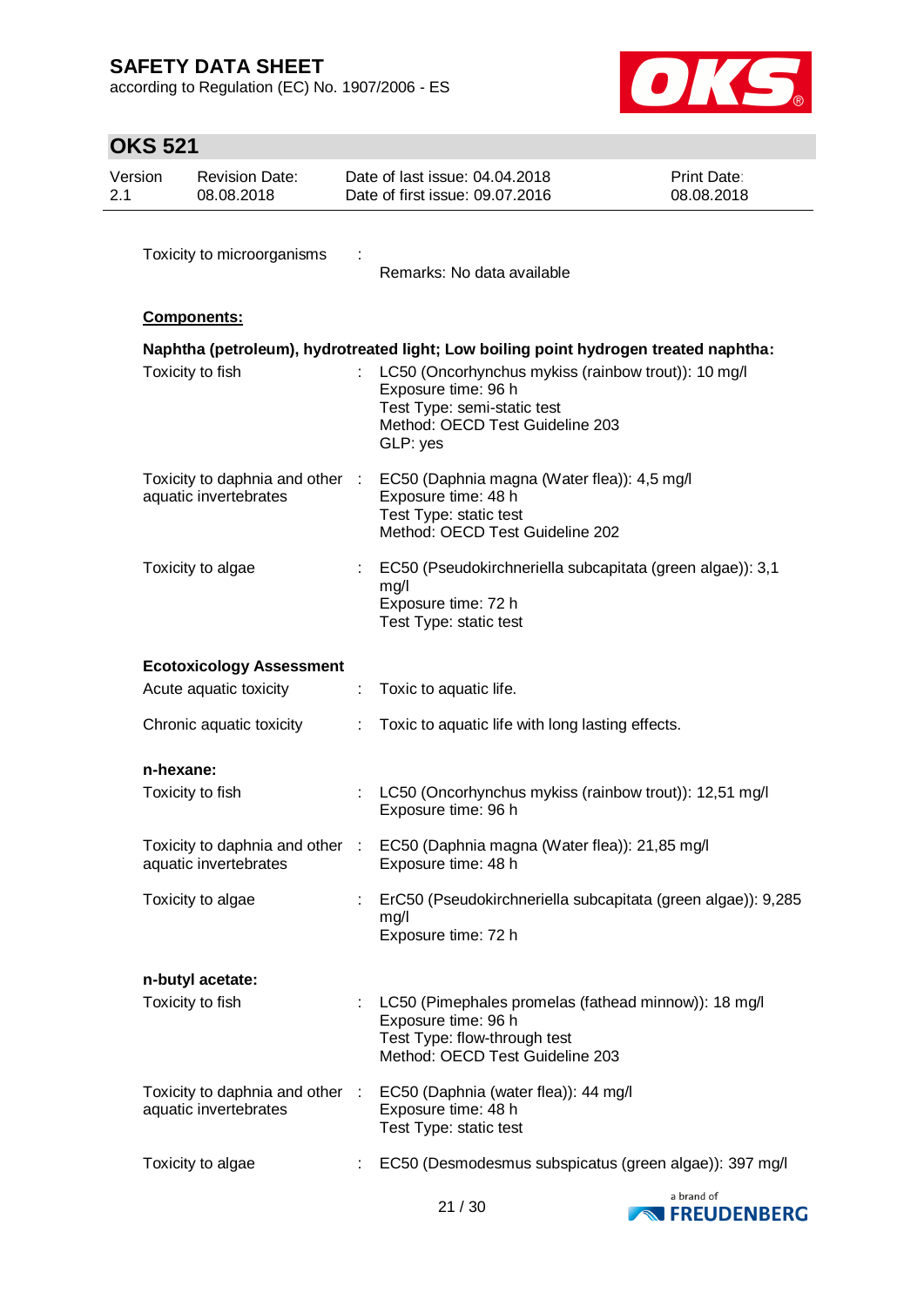Toxicity to microorganisms : Remarks: No data available

**Components:**

**Naphtha (petroleum), hydrotreated light; Low boiling point hydrogen treated naphtha:**

| | |
|---|---|
| Toxicity to fish | : LC50 (Oncorhynchus mykiss (rainbow trout)): 10 mg/l<br>Exposure time: 96 h<br>Test Type: semi-static test<br>Method: OECD Test Guideline 203<br>GLP: yes |
| Toxicity to daphnia and other aquatic invertebrates | : EC50 (Daphnia magna (Water flea)): 4,5 mg/l<br>Exposure time: 48 h<br>Test Type: static test<br>Method: OECD Test Guideline 202 |
| Toxicity to algae | : EC50 (Pseudokirchneriella subcapitata (green algae)): 3,1 mg/l<br>Exposure time: 72 h<br>Test Type: static test |

**Ecotoxicology Assessment**

| | |
|---|---|
| Acute aquatic toxicity | : Toxic to aquatic life. |
| Chronic aquatic toxicity | : Toxic to aquatic life with long lasting effects. |

**n-hexane:**

| | |
|---|---|
| Toxicity to fish | : LC50 (Oncorhynchus mykiss (rainbow trout)): 12,51 mg/l<br>Exposure time: 96 h |
| Toxicity to daphnia and other aquatic invertebrates | : EC50 (Daphnia magna (Water flea)): 21,85 mg/l<br>Exposure time: 48 h |
| Toxicity to algae | : ErC50 (Pseudokirchneriella subcapitata (green algae)): 9,285 mg/l<br>Exposure time: 72 h |

**n-butyl acetate:**

| | |
|---|---|
| Toxicity to fish | : LC50 (Pimephales promelas (fathead minnow)): 18 mg/l<br>Exposure time: 96 h<br>Test Type: flow-through test<br>Method: OECD Test Guideline 203 |
| Toxicity to daphnia and other aquatic invertebrates | : EC50 (Daphnia (water flea)): 44 mg/l<br>Exposure time: 48 h<br>Test Type: static test |
| Toxicity to algae | : EC50 (Desmodesmus subspicatus (green algae)): 397 mg/l |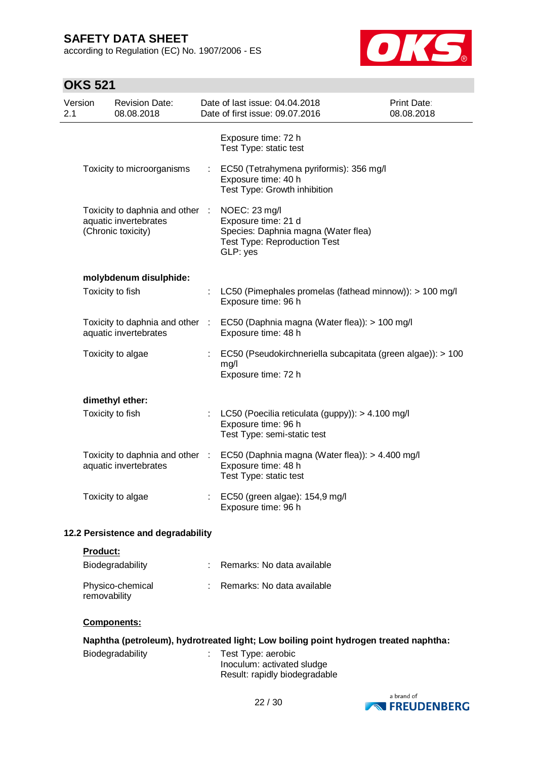Exposure time: 72 h
Test Type: static test

| | | |
|---|---|---|
| Toxicity to microorganisms | : | EC50 (Tetrahymena pyriformis): 356 mg/l<br>Exposure time: 40 h<br>Test Type: Growth inhibition |
| Toxicity to daphnia and other aquatic invertebrates (Chronic toxicity) | : | NOEC: 23 mg/l<br>Exposure time: 21 d<br>Species: Daphnia magna (Water flea)<br>Test Type: Reproduction Test<br>GLP: yes |

**molybdenum disulphide:**

| | | |
|---|---|---|
| Toxicity to fish | : | LC50 (Pimephales promelas (fathead minnow)): > 100 mg/l<br>Exposure time: 96 h |
| Toxicity to daphnia and other aquatic invertebrates | : | EC50 (Daphnia magna (Water flea)): > 100 mg/l<br>Exposure time: 48 h |
| Toxicity to algae | : | EC50 (Pseudokirchneriella subcapitata (green algae)): > 100 mg/l<br>Exposure time: 72 h |

**dimethyl ether:**

| | | |
|---|---|---|
| Toxicity to fish | : | LC50 (Poecilia reticulata (guppy)): > 4.100 mg/l<br>Exposure time: 96 h<br>Test Type: semi-static test |
| Toxicity to daphnia and other aquatic invertebrates | : | EC50 (Daphnia magna (Water flea)): > 4.400 mg/l<br>Exposure time: 48 h<br>Test Type: static test |
| Toxicity to algae | : | EC50 (green algae): 154,9 mg/l<br>Exposure time: 96 h |

### 12.2 Persistence and degradability

**Product:**

| | | |
|---|---|---|
| Biodegradability | : | Remarks: No data available |
| Physico-chemical removability | : | Remarks: No data available |

**Components:**

**Naphtha (petroleum), hydrotreated light; Low boiling point hydrogen treated naphtha:**

| | | |
|---|---|---|
| Biodegradability | : | Test Type: aerobic<br>Inoculum: activated sludge<br>Result: rapidly biodegradable |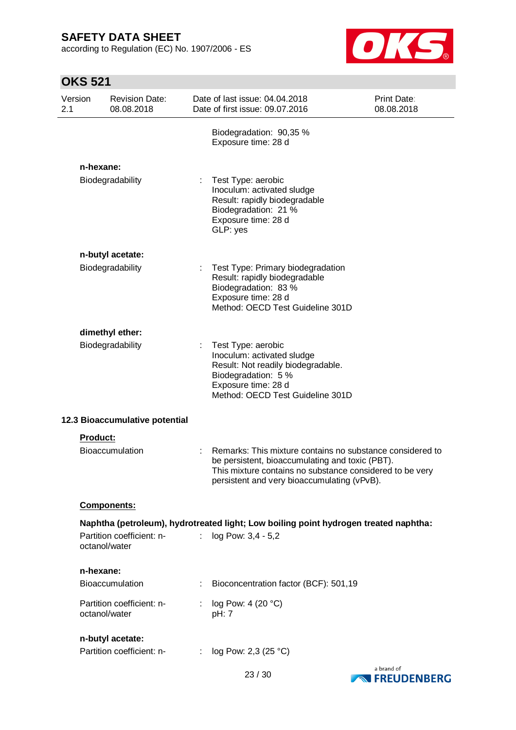Biodegradation: 90,35 %
Exposure time: 28 d

**n-hexane:**

Biodegradability : Test Type: aerobic
Inoculum: activated sludge
Result: rapidly biodegradable
Biodegradation: 21 %
Exposure time: 28 d
GLP: yes

**n-butyl acetate:**

Biodegradability : Test Type: Primary biodegradation
Result: rapidly biodegradable
Biodegradation: 83 %
Exposure time: 28 d
Method: OECD Test Guideline 301D

**dimethyl ether:**

Biodegradability : Test Type: aerobic
Inoculum: activated sludge
Result: Not readily biodegradable.
Biodegradation: 5 %
Exposure time: 28 d
Method: OECD Test Guideline 301D

### 12.3 Bioaccumulative potential

**Product:**

Bioaccumulation : Remarks: This mixture contains no substance considered to be persistent, bioaccumulating and toxic (PBT).
This mixture contains no substance considered to be very persistent and very bioaccumulating (vPvB).

**Components:**

**Naphtha (petroleum), hydrotreated light; Low boiling point hydrogen treated naphtha:**

Partition coefficient: n-octanol/water : log Pow: 3,4 - 5,2

**n-hexane:**

Bioaccumulation : Bioconcentration factor (BCF): 501,19

Partition coefficient: n-octanol/water : log Pow: 4 (20 °C)
pH: 7

**n-butyl acetate:**

Partition coefficient: n- : log Pow: 2,3 (25 °C)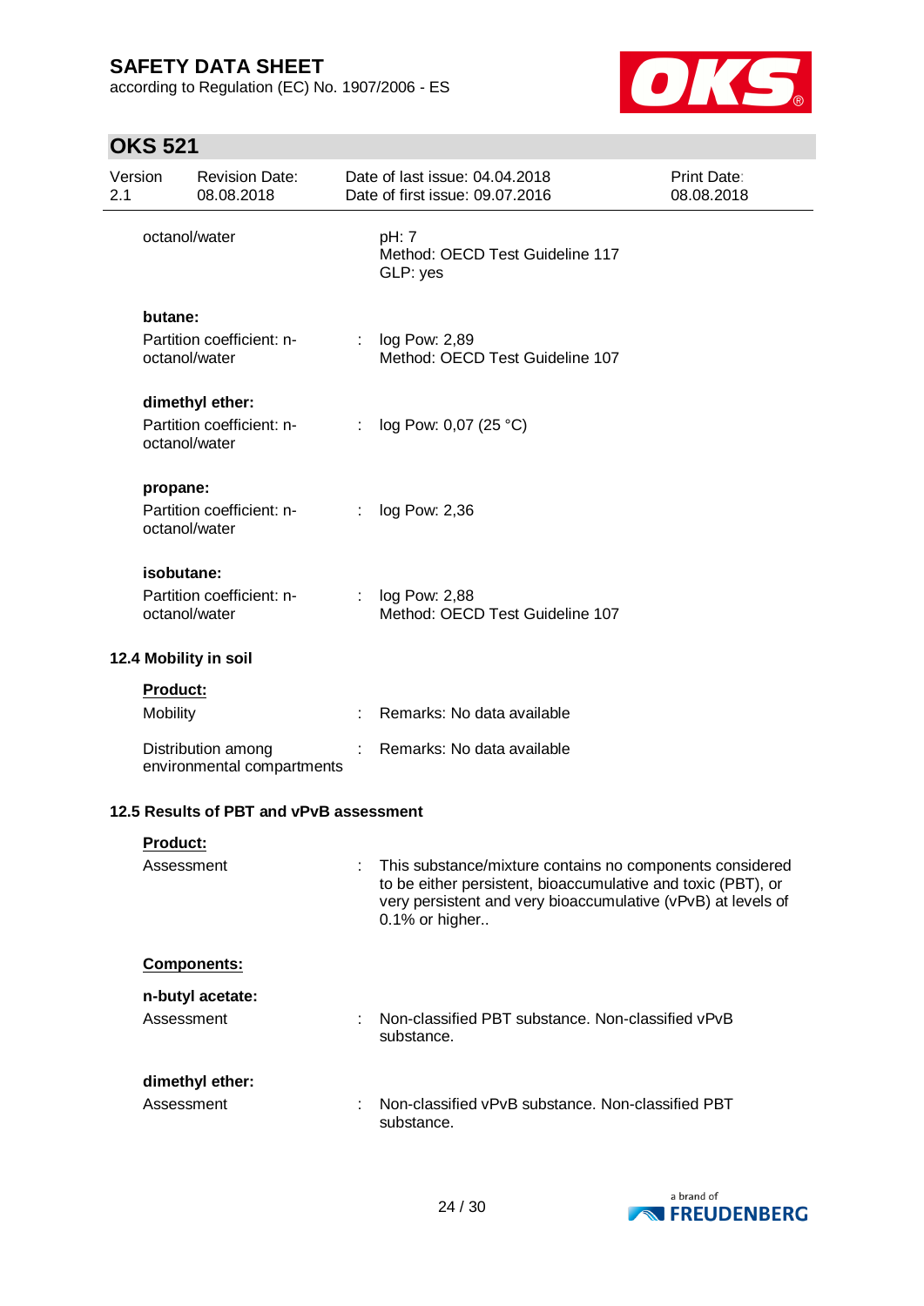| | | |
|---|---|---|
| octanol/water | | pH: 7<br>Method: OECD Test Guideline 117<br>GLP: yes |

**butane:**

| | | |
|---|---|---|
| Partition coefficient: n-octanol/water | : | log Pow: 2,89<br>Method: OECD Test Guideline 107 |

**dimethyl ether:**

| | | |
|---|---|---|
| Partition coefficient: n-octanol/water | : | log Pow: 0,07 (25 °C) |

**propane:**

| | | |
|---|---|---|
| Partition coefficient: n-octanol/water | : | log Pow: 2,36 |

**isobutane:**

| | | |
|---|---|---|
| Partition coefficient: n-octanol/water | : | log Pow: 2,88<br>Method: OECD Test Guideline 107 |

### 12.4 Mobility in soil

**Product:**

| | | |
|---|---|---|
| Mobility | : | Remarks: No data available |
| Distribution among environmental compartments | : | Remarks: No data available |

### 12.5 Results of PBT and vPvB assessment

**Product:**

| | | |
|---|---|---|
| Assessment | : | This substance/mixture contains no components considered to be either persistent, bioaccumulative and toxic (PBT), or very persistent and very bioaccumulative (vPvB) at levels of 0.1% or higher.. |

**Components:**

**n-butyl acetate:**

| | | |
|---|---|---|
| Assessment | : | Non-classified PBT substance. Non-classified vPvB substance. |

**dimethyl ether:**

| | | |
|---|---|---|
| Assessment | : | Non-classified vPvB substance. Non-classified PBT substance. |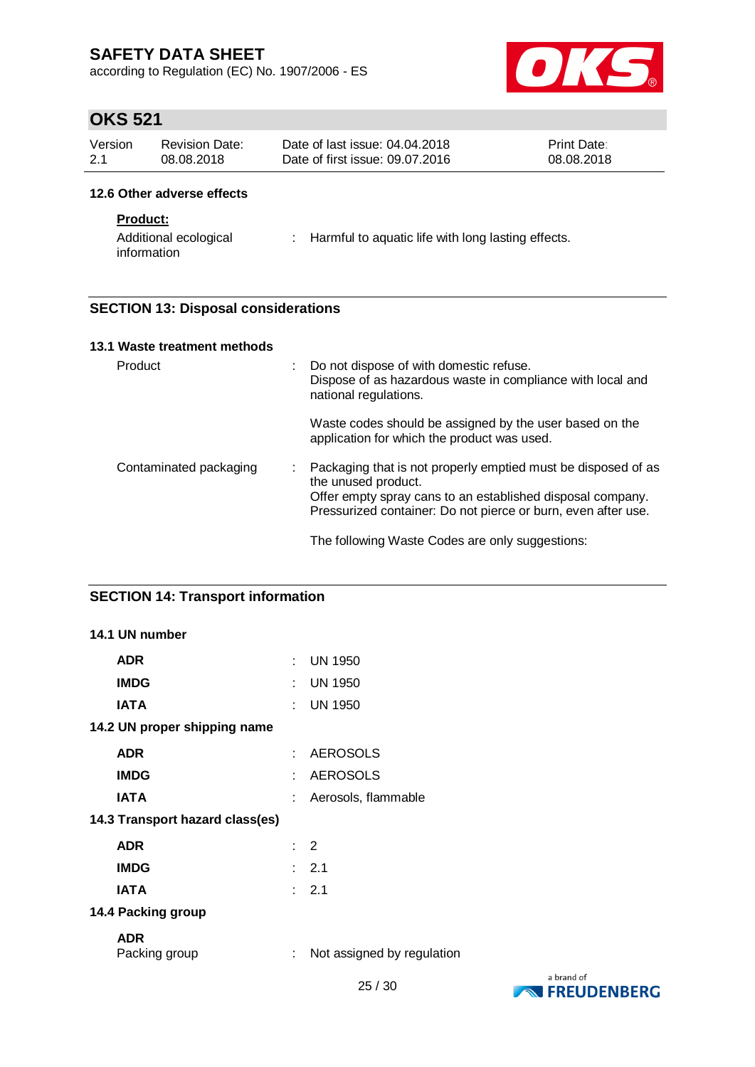### 12.6 Other adverse effects

**Product:**

| | |
|---|---|
| Additional ecological information | : Harmful to aquatic life with long lasting effects. |

## SECTION 13: Disposal considerations

### 13.1 Waste treatment methods

| | |
|---|---|
| Product | : Do not dispose of with domestic refuse.<br>Dispose of as hazardous waste in compliance with local and national regulations.<br><br>Waste codes should be assigned by the user based on the application for which the product was used. |
| Contaminated packaging | : Packaging that is not properly emptied must be disposed of as the unused product.<br>Offer empty spray cans to an established disposal company.<br>Pressurized container: Do not pierce or burn, even after use.<br><br>The following Waste Codes are only suggestions: |

## SECTION 14: Transport information

### 14.1 UN number

| | |
|---|---|
| **ADR** | : UN 1950 |
| **IMDG** | : UN 1950 |
| **IATA** | : UN 1950 |

### 14.2 UN proper shipping name

| | |
|---|---|
| **ADR** | : AEROSOLS |
| **IMDG** | : AEROSOLS |
| **IATA** | : Aerosols, flammable |

### 14.3 Transport hazard class(es)

| | |
|---|---|
| **ADR** | : 2 |
| **IMDG** | : 2.1 |
| **IATA** | : 2.1 |

### 14.4 Packing group

**ADR**

| | |
|---|---|
| Packing group | : Not assigned by regulation |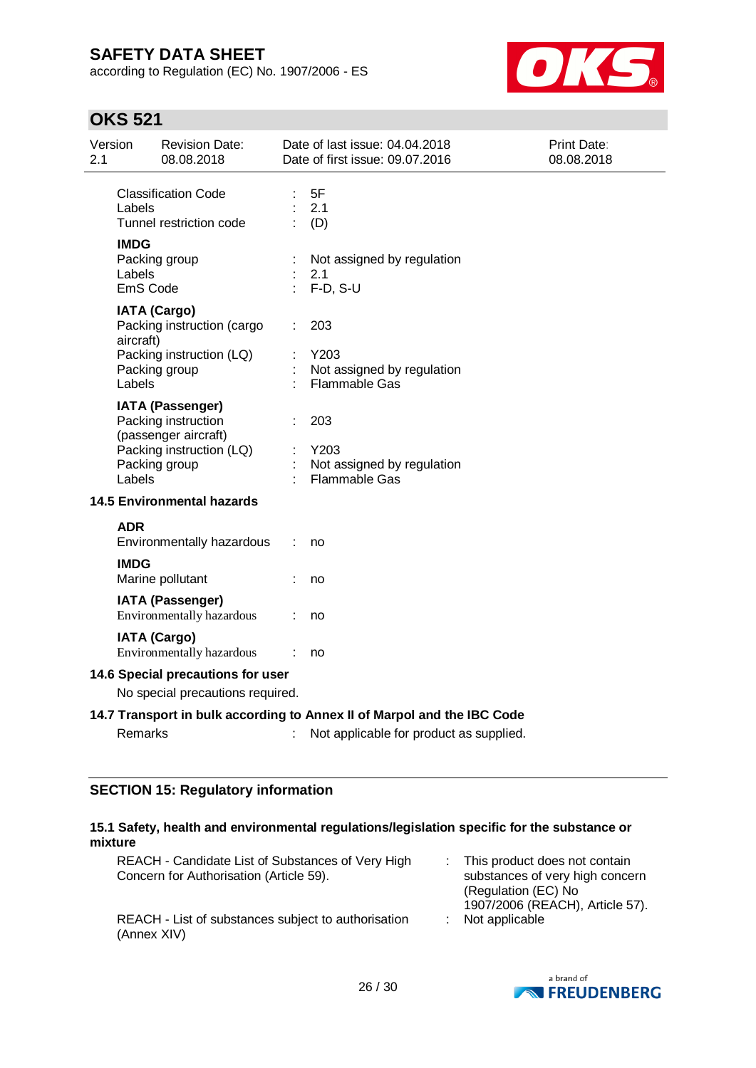| | |
|---|---|
| Classification Code | : 5F |
| Labels | : 2.1 |
| Tunnel restriction code | : (D) |

**IMDG**

| | |
|---|---|
| Packing group | : Not assigned by regulation |
| Labels | : 2.1 |
| EmS Code | : F-D, S-U |

**IATA (Cargo)**

| | |
|---|---|
| Packing instruction (cargo aircraft) | : 203 |
| Packing instruction (LQ) | : Y203 |
| Packing group | : Not assigned by regulation |
| Labels | : Flammable Gas |

**IATA (Passenger)**

| | |
|---|---|
| Packing instruction (passenger aircraft) | : 203 |
| Packing instruction (LQ) | : Y203 |
| Packing group | : Not assigned by regulation |
| Labels | : Flammable Gas |

### 14.5 Environmental hazards

**ADR**

| | |
|---|---|
| Environmentally hazardous | : no |

**IMDG**

| | |
|---|---|
| Marine pollutant | : no |

**IATA (Passenger)**

| | |
|---|---|
| Environmentally hazardous | : no |

**IATA (Cargo)**

| | |
|---|---|
| Environmentally hazardous | : no |

### 14.6 Special precautions for user

No special precautions required.

### 14.7 Transport in bulk according to Annex II of Marpol and the IBC Code

| | |
|---|---|
| Remarks | : Not applicable for product as supplied. |

## SECTION 15: Regulatory information

### 15.1 Safety, health and environmental regulations/legislation specific for the substance or mixture

| | |
|---|---|
| REACH - Candidate List of Substances of Very High Concern for Authorisation (Article 59). | : This product does not contain substances of very high concern (Regulation (EC) No 1907/2006 (REACH), Article 57). |
| REACH - List of substances subject to authorisation (Annex XIV) | : Not applicable |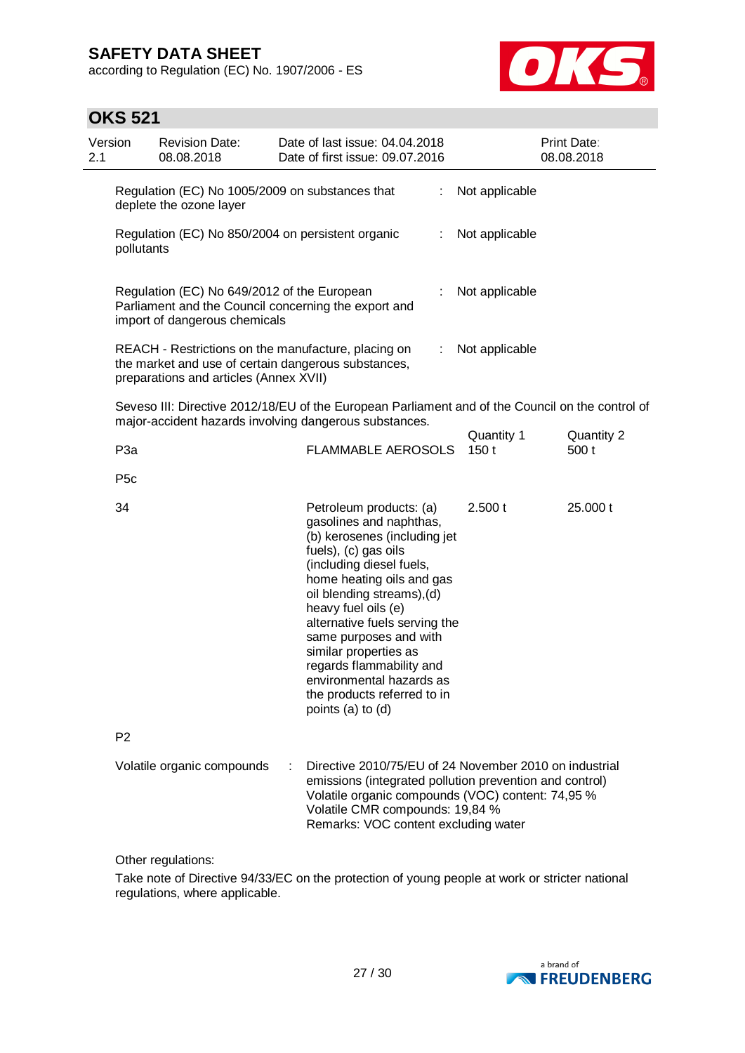| | | |
|---|---|---|
| Regulation (EC) No 1005/2009 on substances that deplete the ozone layer | : | Not applicable |
| Regulation (EC) No 850/2004 on persistent organic pollutants | : | Not applicable |
| Regulation (EC) No 649/2012 of the European Parliament and the Council concerning the export and import of dangerous chemicals | : | Not applicable |
| REACH - Restrictions on the manufacture, placing on the market and use of certain dangerous substances, preparations and articles (Annex XVII) | : | Not applicable |

Seveso III: Directive 2012/18/EU of the European Parliament and of the Council on the control of major-accident hazards involving dangerous substances.

| | | Quantity 1 | Quantity 2 |
|---|---|---|---|
| P3a | FLAMMABLE AEROSOLS | 150 t | 500 t |
| P5c | | | |
| 34 | Petroleum products: (a) gasolines and naphthas, (b) kerosenes (including jet fuels), (c) gas oils (including diesel fuels, home heating oils and gas oil blending streams),(d) heavy fuel oils (e) alternative fuels serving the same purposes and with similar properties as regards flammability and environmental hazards as the products referred to in points (a) to (d) | 2.500 t | 25.000 t |
| P2 | | | |

Volatile organic compounds : Directive 2010/75/EU of 24 November 2010 on industrial emissions (integrated pollution prevention and control)
Volatile organic compounds (VOC) content: 74,95 %
Volatile CMR compounds: 19,84 %
Remarks: VOC content excluding water

Other regulations:

Take note of Directive 94/33/EC on the protection of young people at work or stricter national regulations, where applicable.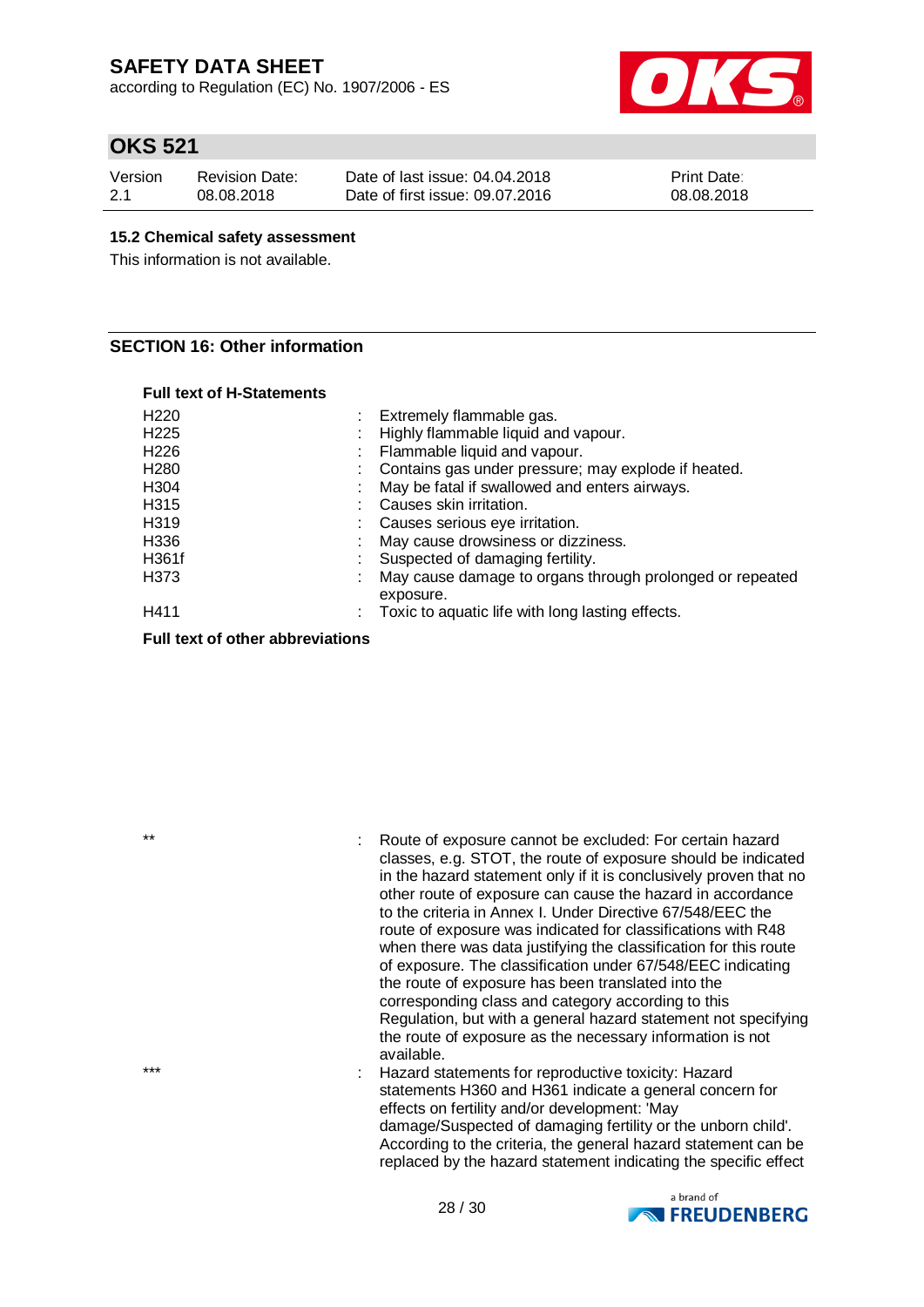### 15.2 Chemical safety assessment

This information is not available.

## SECTION 16: Other information

**Full text of H-Statements**

| | |
|---|---|
| H220 | Extremely flammable gas. |
| H225 | Highly flammable liquid and vapour. |
| H226 | Flammable liquid and vapour. |
| H280 | Contains gas under pressure; may explode if heated. |
| H304 | May be fatal if swallowed and enters airways. |
| H315 | Causes skin irritation. |
| H319 | Causes serious eye irritation. |
| H336 | May cause drowsiness or dizziness. |
| H361f | Suspected of damaging fertility. |
| H373 | May cause damage to organs through prolonged or repeated exposure. |
| H411 | Toxic to aquatic life with long lasting effects. |

**Full text of other abbreviations**

| | |
|---|---|
| ** | Route of exposure cannot be excluded: For certain hazard classes, e.g. STOT, the route of exposure should be indicated in the hazard statement only if it is conclusively proven that no other route of exposure can cause the hazard in accordance to the criteria in Annex I. Under Directive 67/548/EEC the route of exposure was indicated for classifications with R48 when there was data justifying the classification for this route of exposure. The classification under 67/548/EEC indicating the route of exposure has been translated into the corresponding class and category according to this Regulation, but with a general hazard statement not specifying the route of exposure as the necessary information is not available. |
| *** | Hazard statements for reproductive toxicity: Hazard statements H360 and H361 indicate a general concern for effects on fertility and/or development: 'May damage/Suspected of damaging fertility or the unborn child'. According to the criteria, the general hazard statement can be replaced by the hazard statement indicating the specific effect |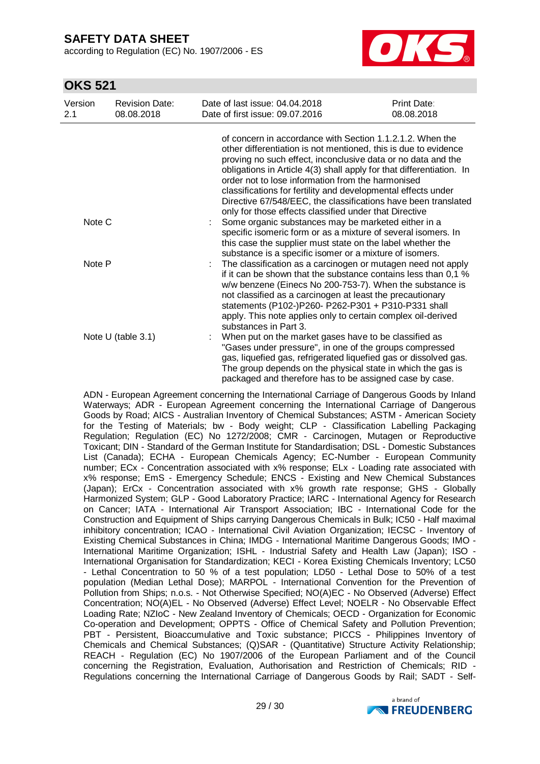of concern in accordance with Section 1.1.2.1.2. When the other differentiation is not mentioned, this is due to evidence proving no such effect, inconclusive data or no data and the obligations in Article 4(3) shall apply for that differentiation. In order not to lose information from the harmonised classifications for fertility and developmental effects under Directive 67/548/EEC, the classifications have been translated only for those effects classified under that Directive

| | | |
|---|---|---|
| Note C | : | Some organic substances may be marketed either in a specific isomeric form or as a mixture of several isomers. In this case the supplier must state on the label whether the substance is a specific isomer or a mixture of isomers. |
| Note P | : | The classification as a carcinogen or mutagen need not apply if it can be shown that the substance contains less than 0,1 % w/w benzene (Einecs No 200-753-7). When the substance is not classified as a carcinogen at least the precautionary statements (P102-)P260- P262-P301 + P310-P331 shall apply. This note applies only to certain complex oil-derived substances in Part 3. |
| Note U (table 3.1) | : | When put on the market gases have to be classified as "Gases under pressure", in one of the groups compressed gas, liquefied gas, refrigerated liquefied gas or dissolved gas. The group depends on the physical state in which the gas is packaged and therefore has to be assigned case by case. |

ADN - European Agreement concerning the International Carriage of Dangerous Goods by Inland Waterways; ADR - European Agreement concerning the International Carriage of Dangerous Goods by Road; AICS - Australian Inventory of Chemical Substances; ASTM - American Society for the Testing of Materials; bw - Body weight; CLP - Classification Labelling Packaging Regulation; Regulation (EC) No 1272/2008; CMR - Carcinogen, Mutagen or Reproductive Toxicant; DIN - Standard of the German Institute for Standardisation; DSL - Domestic Substances List (Canada); ECHA - European Chemicals Agency; EC-Number - European Community number; ECx - Concentration associated with x% response; ELx - Loading rate associated with x% response; EmS - Emergency Schedule; ENCS - Existing and New Chemical Substances (Japan); ErCx - Concentration associated with x% growth rate response; GHS - Globally Harmonized System; GLP - Good Laboratory Practice; IARC - International Agency for Research on Cancer; IATA - International Air Transport Association; IBC - International Code for the Construction and Equipment of Ships carrying Dangerous Chemicals in Bulk; IC50 - Half maximal inhibitory concentration; ICAO - International Civil Aviation Organization; IECSC - Inventory of Existing Chemical Substances in China; IMDG - International Maritime Dangerous Goods; IMO - International Maritime Organization; ISHL - Industrial Safety and Health Law (Japan); ISO - International Organisation for Standardization; KECI - Korea Existing Chemicals Inventory; LC50 - Lethal Concentration to 50 % of a test population; LD50 - Lethal Dose to 50% of a test population (Median Lethal Dose); MARPOL - International Convention for the Prevention of Pollution from Ships; n.o.s. - Not Otherwise Specified; NO(A)EC - No Observed (Adverse) Effect Concentration; NO(A)EL - No Observed (Adverse) Effect Level; NOELR - No Observable Effect Loading Rate; NZIoC - New Zealand Inventory of Chemicals; OECD - Organization for Economic Co-operation and Development; OPPTS - Office of Chemical Safety and Pollution Prevention; PBT - Persistent, Bioaccumulative and Toxic substance; PICCS - Philippines Inventory of Chemicals and Chemical Substances; (Q)SAR - (Quantitative) Structure Activity Relationship; REACH - Regulation (EC) No 1907/2006 of the European Parliament and of the Council concerning the Registration, Evaluation, Authorisation and Restriction of Chemicals; RID - Regulations concerning the International Carriage of Dangerous Goods by Rail; SADT - Self-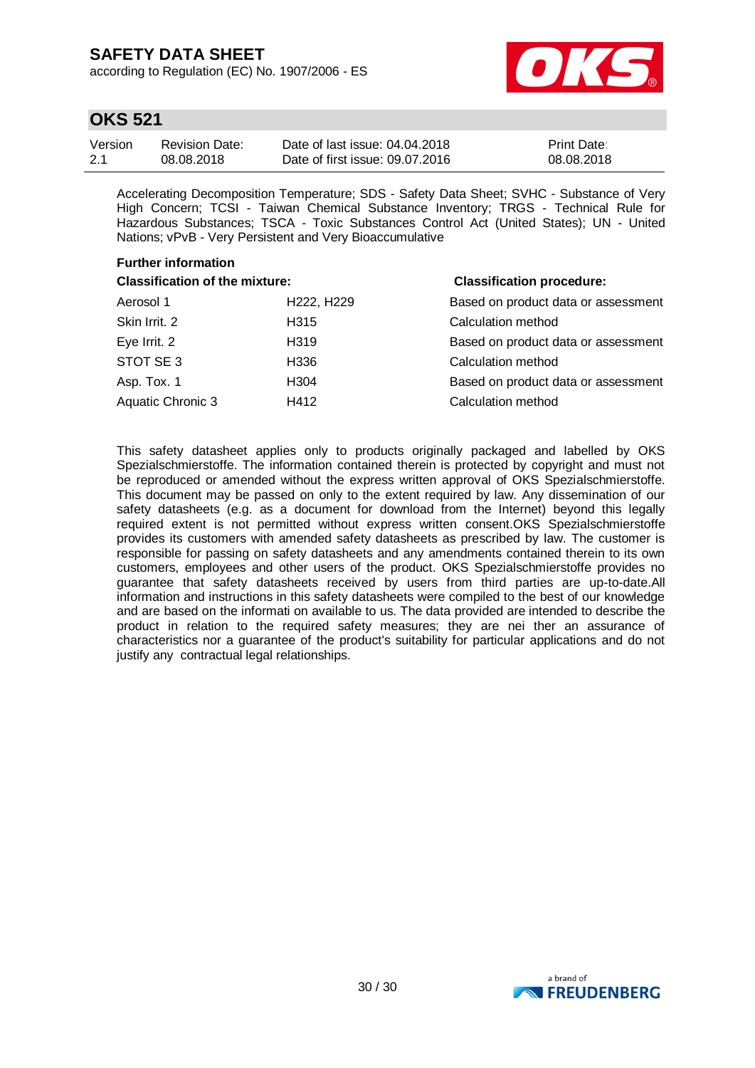Accelerating Decomposition Temperature; SDS - Safety Data Sheet; SVHC - Substance of Very High Concern; TCSI - Taiwan Chemical Substance Inventory; TRGS - Technical Rule for Hazardous Substances; TSCA - Toxic Substances Control Act (United States); UN - United Nations; vPvB - Very Persistent and Very Bioaccumulative

**Further information**

| **Classification of the mixture:** | | **Classification procedure:** |
|---|---|---|
| Aerosol 1 | H222, H229 | Based on product data or assessment |
| Skin Irrit. 2 | H315 | Calculation method |
| Eye Irrit. 2 | H319 | Based on product data or assessment |
| STOT SE 3 | H336 | Calculation method |
| Asp. Tox. 1 | H304 | Based on product data or assessment |
| Aquatic Chronic 3 | H412 | Calculation method |

This safety datasheet applies only to products originally packaged and labelled by OKS Spezialschmierstoffe. The information contained therein is protected by copyright and must not be reproduced or amended without the express written approval of OKS Spezialschmierstoffe. This document may be passed on only to the extent required by law. Any dissemination of our safety datasheets (e.g. as a document for download from the Internet) beyond this legally required extent is not permitted without express written consent.OKS Spezialschmierstoffe provides its customers with amended safety datasheets as prescribed by law. The customer is responsible for passing on safety datasheets and any amendments contained therein to its own customers, employees and other users of the product. OKS Spezialschmierstoffe provides no guarantee that safety datasheets received by users from third parties are up-to-date.All information and instructions in this safety datasheets were compiled to the best of our knowledge and are based on the informati on available to us. The data provided are intended to describe the product in relation to the required safety measures; they are nei ther an assurance of characteristics nor a guarantee of the product's suitability for particular applications and do not justify any contractual legal relationships.